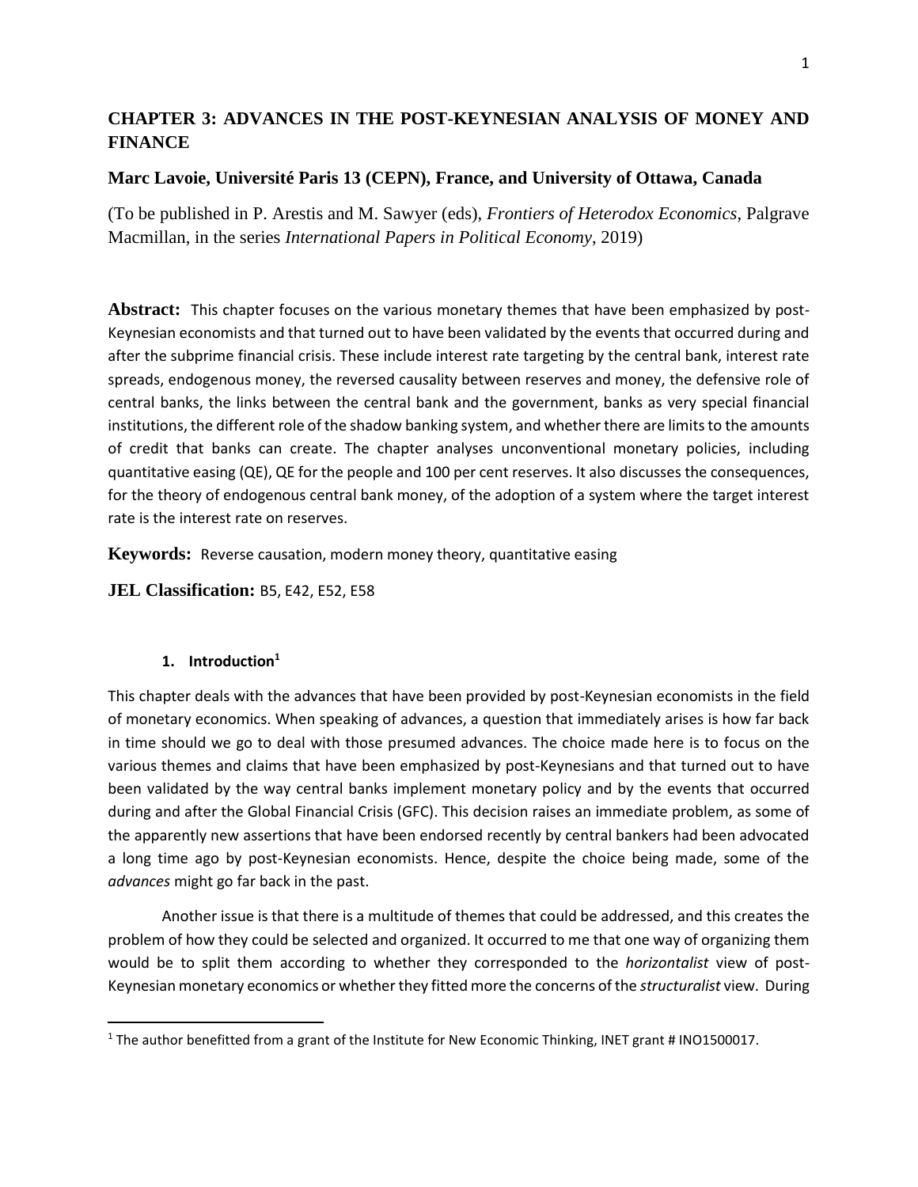# CHAPTER 3: ADVANCES IN THE POST-KEYNESIAN ANALYSIS OF MONEY AND FINANCE

**Marc Lavoie, Université Paris 13 (CEPN), France, and University of Ottawa, Canada**

(To be published in P. Arestis and M. Sawyer (eds), *Frontiers of Heterodox Economics*, Palgrave Macmillan, in the series *International Papers in Political Economy*, 2019)

**Abstract:** This chapter focuses on the various monetary themes that have been emphasized by post-Keynesian economists and that turned out to have been validated by the events that occurred during and after the subprime financial crisis. These include interest rate targeting by the central bank, interest rate spreads, endogenous money, the reversed causality between reserves and money, the defensive role of central banks, the links between the central bank and the government, banks as very special financial institutions, the different role of the shadow banking system, and whether there are limits to the amounts of credit that banks can create. The chapter analyses unconventional monetary policies, including quantitative easing (QE), QE for the people and 100 per cent reserves. It also discusses the consequences, for the theory of endogenous central bank money, of the adoption of a system where the target interest rate is the interest rate on reserves.

**Keywords:** Reverse causation, modern money theory, quantitative easing

**JEL Classification:** B5, E42, E52, E58

## 1. Introduction[1]

This chapter deals with the advances that have been provided by post-Keynesian economists in the field of monetary economics. When speaking of advances, a question that immediately arises is how far back in time should we go to deal with those presumed advances. The choice made here is to focus on the various themes and claims that have been emphasized by post-Keynesians and that turned out to have been validated by the way central banks implement monetary policy and by the events that occurred during and after the Global Financial Crisis (GFC). This decision raises an immediate problem, as some of the apparently new assertions that have been endorsed recently by central bankers had been advocated a long time ago by post-Keynesian economists. Hence, despite the choice being made, some of the *advances* might go far back in the past.

Another issue is that there is a multitude of themes that could be addressed, and this creates the problem of how they could be selected and organized. It occurred to me that one way of organizing them would be to split them according to whether they corresponded to the *horizontalist* view of post-Keynesian monetary economics or whether they fitted more the concerns of the *structuralist* view. During

[1] The author benefitted from a grant of the Institute for New Economic Thinking, INET grant # INO1500017.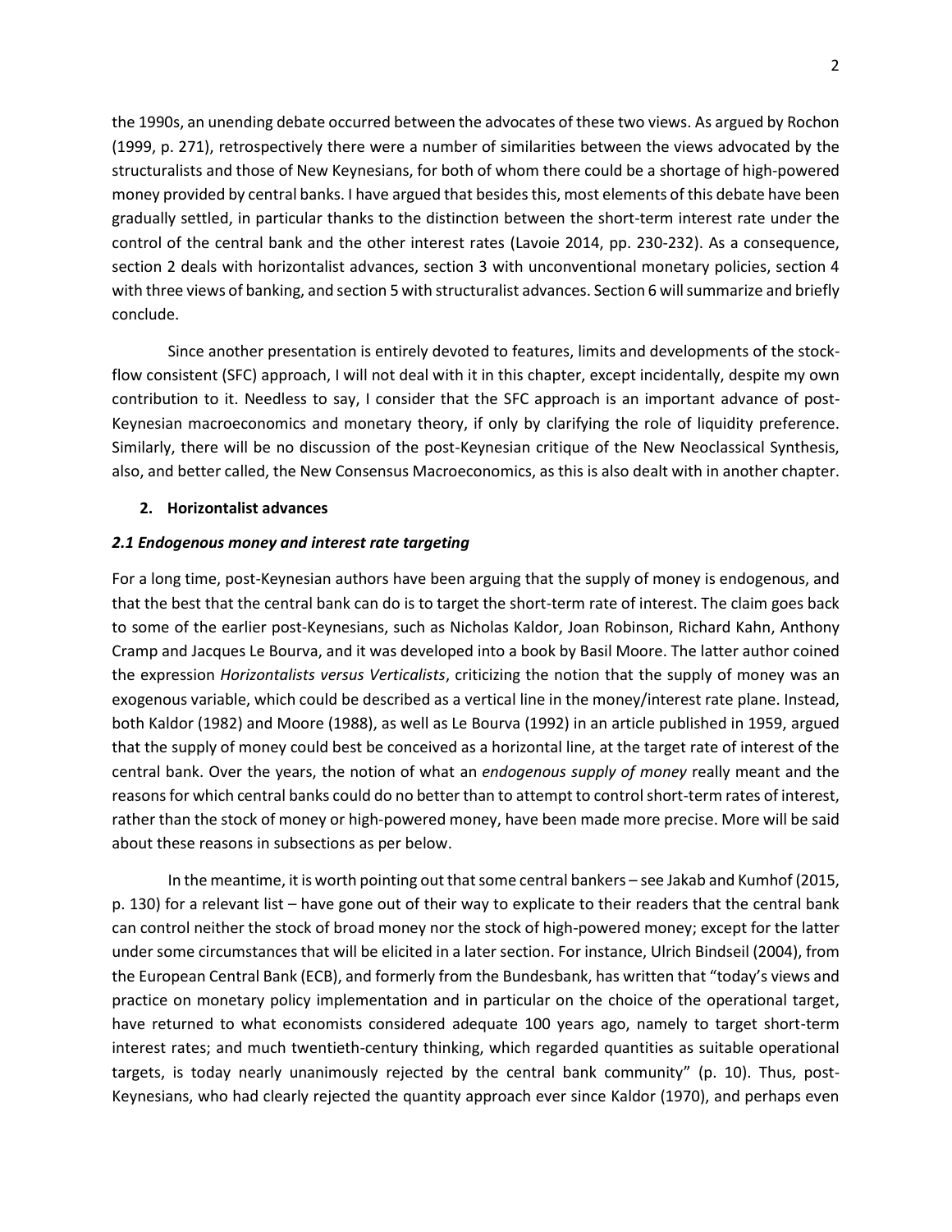the 1990s, an unending debate occurred between the advocates of these two views. As argued by Rochon (1999, p. 271), retrospectively there were a number of similarities between the views advocated by the structuralists and those of New Keynesians, for both of whom there could be a shortage of high-powered money provided by central banks. I have argued that besides this, most elements of this debate have been gradually settled, in particular thanks to the distinction between the short-term interest rate under the control of the central bank and the other interest rates (Lavoie 2014, pp. 230-232). As a consequence, section 2 deals with horizontalist advances, section 3 with unconventional monetary policies, section 4 with three views of banking, and section 5 with structuralist advances. Section 6 will summarize and briefly conclude.

Since another presentation is entirely devoted to features, limits and developments of the stock-flow consistent (SFC) approach, I will not deal with it in this chapter, except incidentally, despite my own contribution to it. Needless to say, I consider that the SFC approach is an important advance of post-Keynesian macroeconomics and monetary theory, if only by clarifying the role of liquidity preference. Similarly, there will be no discussion of the post-Keynesian critique of the New Neoclassical Synthesis, also, and better called, the New Consensus Macroeconomics, as this is also dealt with in another chapter.

## 2. Horizontalist advances

### *2.1 Endogenous money and interest rate targeting*

For a long time, post-Keynesian authors have been arguing that the supply of money is endogenous, and that the best that the central bank can do is to target the short-term rate of interest. The claim goes back to some of the earlier post-Keynesians, such as Nicholas Kaldor, Joan Robinson, Richard Kahn, Anthony Cramp and Jacques Le Bourva, and it was developed into a book by Basil Moore. The latter author coined the expression *Horizontalists versus Verticalists*, criticizing the notion that the supply of money was an exogenous variable, which could be described as a vertical line in the money/interest rate plane. Instead, both Kaldor (1982) and Moore (1988), as well as Le Bourva (1992) in an article published in 1959, argued that the supply of money could best be conceived as a horizontal line, at the target rate of interest of the central bank. Over the years, the notion of what an *endogenous supply of money* really meant and the reasons for which central banks could do no better than to attempt to control short-term rates of interest, rather than the stock of money or high-powered money, have been made more precise. More will be said about these reasons in subsections as per below.

In the meantime, it is worth pointing out that some central bankers – see Jakab and Kumhof (2015, p. 130) for a relevant list – have gone out of their way to explicate to their readers that the central bank can control neither the stock of broad money nor the stock of high-powered money; except for the latter under some circumstances that will be elicited in a later section. For instance, Ulrich Bindseil (2004), from the European Central Bank (ECB), and formerly from the Bundesbank, has written that "today's views and practice on monetary policy implementation and in particular on the choice of the operational target, have returned to what economists considered adequate 100 years ago, namely to target short-term interest rates; and much twentieth-century thinking, which regarded quantities as suitable operational targets, is today nearly unanimously rejected by the central bank community" (p. 10). Thus, post-Keynesians, who had clearly rejected the quantity approach ever since Kaldor (1970), and perhaps even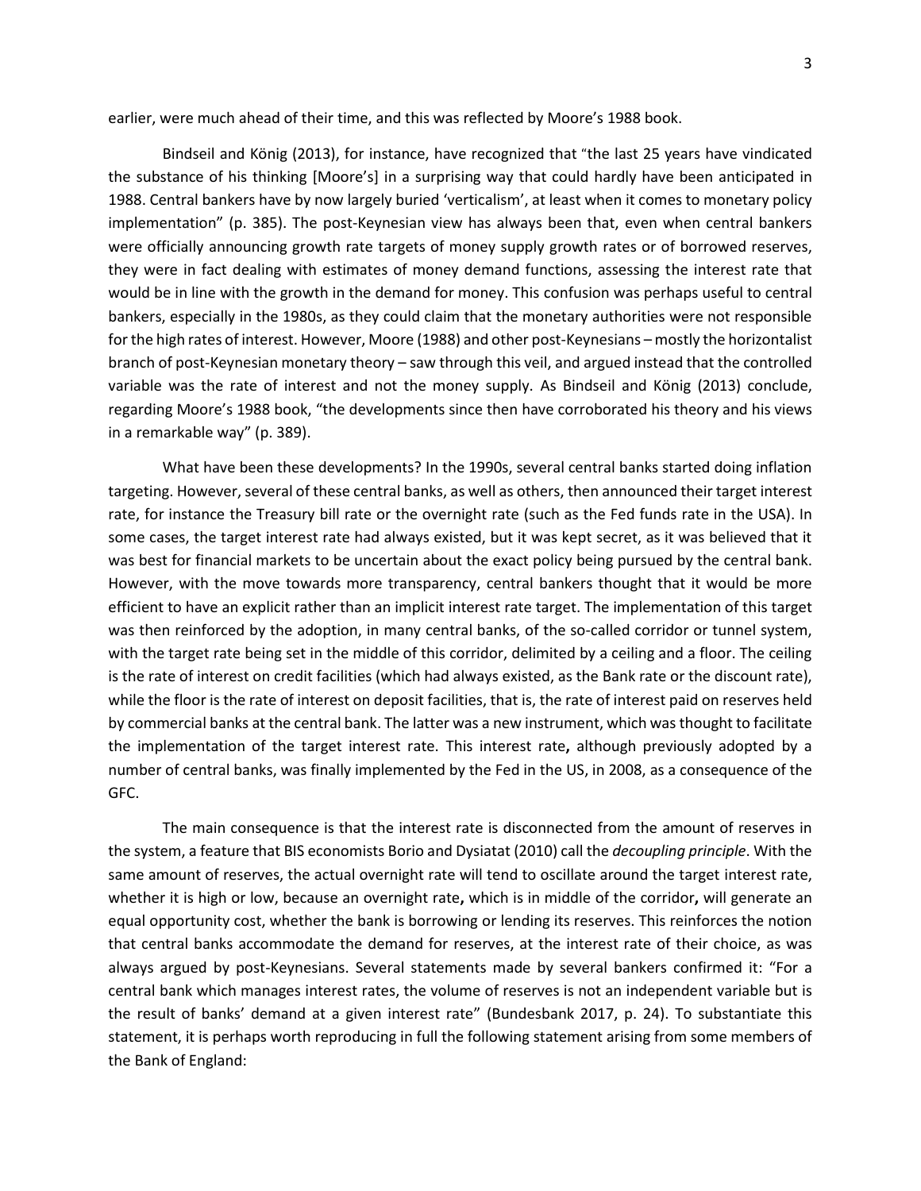earlier, were much ahead of their time, and this was reflected by Moore's 1988 book.

Bindseil and König (2013), for instance, have recognized that "the last 25 years have vindicated the substance of his thinking [Moore's] in a surprising way that could hardly have been anticipated in 1988. Central bankers have by now largely buried 'verticalism', at least when it comes to monetary policy implementation" (p. 385). The post-Keynesian view has always been that, even when central bankers were officially announcing growth rate targets of money supply growth rates or of borrowed reserves, they were in fact dealing with estimates of money demand functions, assessing the interest rate that would be in line with the growth in the demand for money. This confusion was perhaps useful to central bankers, especially in the 1980s, as they could claim that the monetary authorities were not responsible for the high rates of interest. However, Moore (1988) and other post-Keynesians – mostly the horizontalist branch of post-Keynesian monetary theory – saw through this veil, and argued instead that the controlled variable was the rate of interest and not the money supply. As Bindseil and König (2013) conclude, regarding Moore's 1988 book, "the developments since then have corroborated his theory and his views in a remarkable way" (p. 389).

What have been these developments? In the 1990s, several central banks started doing inflation targeting. However, several of these central banks, as well as others, then announced their target interest rate, for instance the Treasury bill rate or the overnight rate (such as the Fed funds rate in the USA). In some cases, the target interest rate had always existed, but it was kept secret, as it was believed that it was best for financial markets to be uncertain about the exact policy being pursued by the central bank. However, with the move towards more transparency, central bankers thought that it would be more efficient to have an explicit rather than an implicit interest rate target. The implementation of this target was then reinforced by the adoption, in many central banks, of the so-called corridor or tunnel system, with the target rate being set in the middle of this corridor, delimited by a ceiling and a floor. The ceiling is the rate of interest on credit facilities (which had always existed, as the Bank rate or the discount rate), while the floor is the rate of interest on deposit facilities, that is, the rate of interest paid on reserves held by commercial banks at the central bank. The latter was a new instrument, which was thought to facilitate the implementation of the target interest rate. This interest rate**,** although previously adopted by a number of central banks, was finally implemented by the Fed in the US, in 2008, as a consequence of the GFC.

The main consequence is that the interest rate is disconnected from the amount of reserves in the system, a feature that BIS economists Borio and Dysiatat (2010) call the *decoupling principle*. With the same amount of reserves, the actual overnight rate will tend to oscillate around the target interest rate, whether it is high or low, because an overnight rate**,** which is in middle of the corridor**,** will generate an equal opportunity cost, whether the bank is borrowing or lending its reserves. This reinforces the notion that central banks accommodate the demand for reserves, at the interest rate of their choice, as was always argued by post-Keynesians. Several statements made by several bankers confirmed it: "For a central bank which manages interest rates, the volume of reserves is not an independent variable but is the result of banks' demand at a given interest rate" (Bundesbank 2017, p. 24). To substantiate this statement, it is perhaps worth reproducing in full the following statement arising from some members of the Bank of England: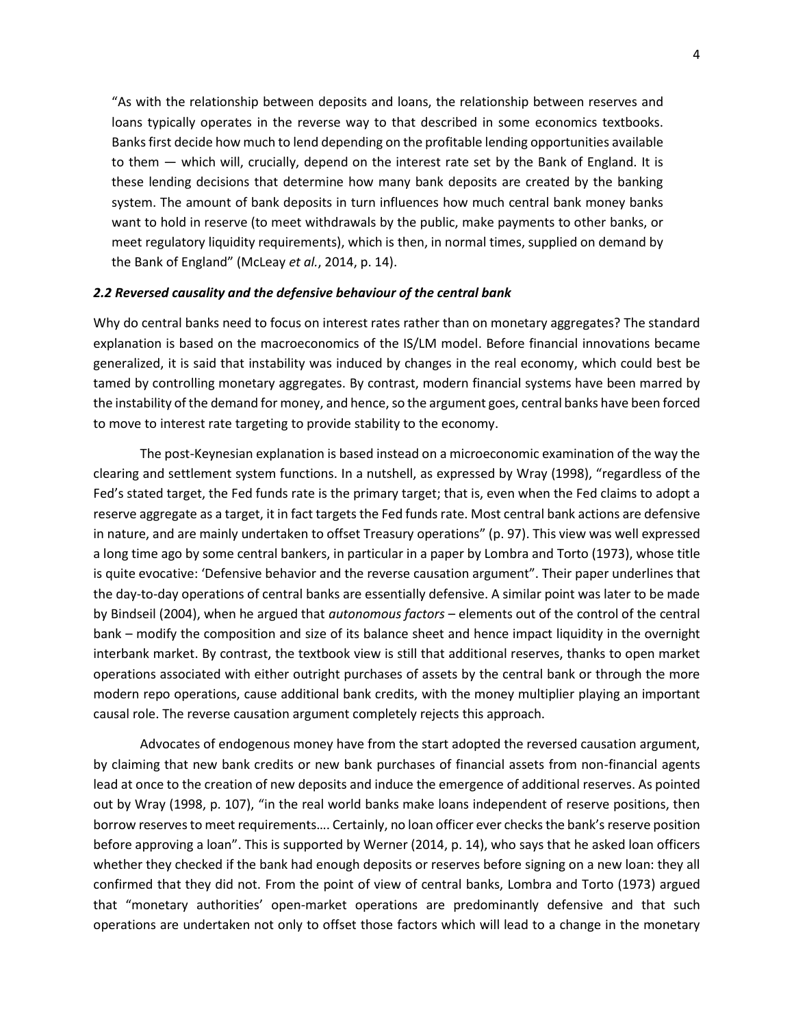"As with the relationship between deposits and loans, the relationship between reserves and loans typically operates in the reverse way to that described in some economics textbooks. Banks first decide how much to lend depending on the profitable lending opportunities available to them — which will, crucially, depend on the interest rate set by the Bank of England. It is these lending decisions that determine how many bank deposits are created by the banking system. The amount of bank deposits in turn influences how much central bank money banks want to hold in reserve (to meet withdrawals by the public, make payments to other banks, or meet regulatory liquidity requirements), which is then, in normal times, supplied on demand by the Bank of England" (McLeay *et al.*, 2014, p. 14).

### *2.2 Reversed causality and the defensive behaviour of the central bank*

Why do central banks need to focus on interest rates rather than on monetary aggregates? The standard explanation is based on the macroeconomics of the IS/LM model. Before financial innovations became generalized, it is said that instability was induced by changes in the real economy, which could best be tamed by controlling monetary aggregates. By contrast, modern financial systems have been marred by the instability of the demand for money, and hence, so the argument goes, central banks have been forced to move to interest rate targeting to provide stability to the economy.

The post-Keynesian explanation is based instead on a microeconomic examination of the way the clearing and settlement system functions. In a nutshell, as expressed by Wray (1998), "regardless of the Fed's stated target, the Fed funds rate is the primary target; that is, even when the Fed claims to adopt a reserve aggregate as a target, it in fact targets the Fed funds rate. Most central bank actions are defensive in nature, and are mainly undertaken to offset Treasury operations" (p. 97). This view was well expressed a long time ago by some central bankers, in particular in a paper by Lombra and Torto (1973), whose title is quite evocative: 'Defensive behavior and the reverse causation argument". Their paper underlines that the day-to-day operations of central banks are essentially defensive. A similar point was later to be made by Bindseil (2004), when he argued that *autonomous factors* – elements out of the control of the central bank – modify the composition and size of its balance sheet and hence impact liquidity in the overnight interbank market. By contrast, the textbook view is still that additional reserves, thanks to open market operations associated with either outright purchases of assets by the central bank or through the more modern repo operations, cause additional bank credits, with the money multiplier playing an important causal role. The reverse causation argument completely rejects this approach.

Advocates of endogenous money have from the start adopted the reversed causation argument, by claiming that new bank credits or new bank purchases of financial assets from non-financial agents lead at once to the creation of new deposits and induce the emergence of additional reserves. As pointed out by Wray (1998, p. 107), "in the real world banks make loans independent of reserve positions, then borrow reserves to meet requirements…. Certainly, no loan officer ever checks the bank's reserve position before approving a loan". This is supported by Werner (2014, p. 14), who says that he asked loan officers whether they checked if the bank had enough deposits or reserves before signing on a new loan: they all confirmed that they did not. From the point of view of central banks, Lombra and Torto (1973) argued that "monetary authorities' open-market operations are predominantly defensive and that such operations are undertaken not only to offset those factors which will lead to a change in the monetary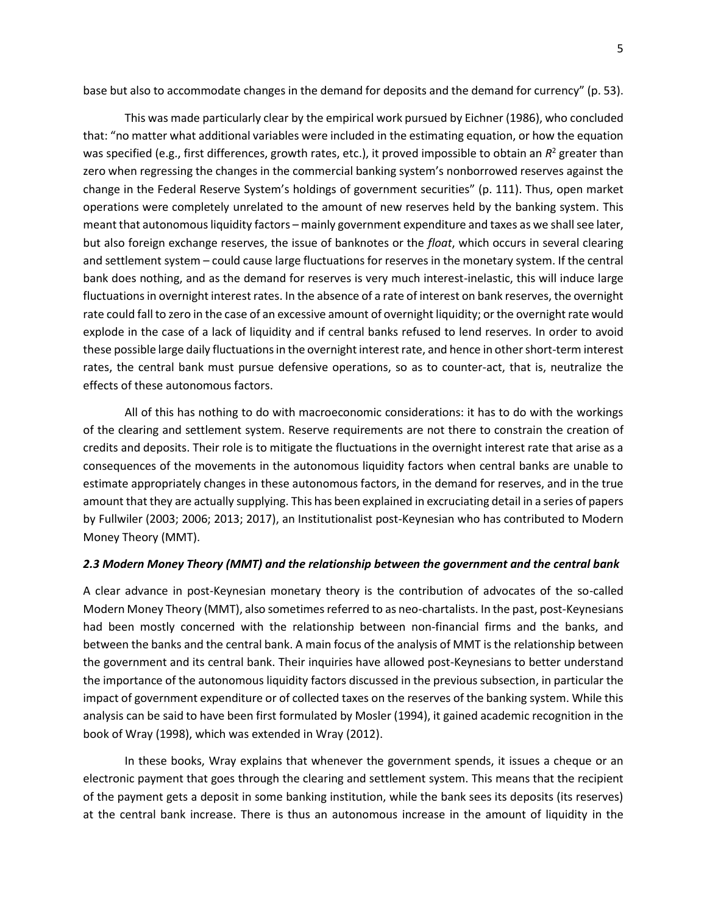base but also to accommodate changes in the demand for deposits and the demand for currency" (p. 53).

This was made particularly clear by the empirical work pursued by Eichner (1986), who concluded that: "no matter what additional variables were included in the estimating equation, or how the equation was specified (e.g., first differences, growth rates, etc.), it proved impossible to obtain an $R^2$ greater than zero when regressing the changes in the commercial banking system's nonborrowed reserves against the change in the Federal Reserve System's holdings of government securities" (p. 111). Thus, open market operations were completely unrelated to the amount of new reserves held by the banking system. This meant that autonomous liquidity factors – mainly government expenditure and taxes as we shall see later, but also foreign exchange reserves, the issue of banknotes or the *float*, which occurs in several clearing and settlement system – could cause large fluctuations for reserves in the monetary system. If the central bank does nothing, and as the demand for reserves is very much interest-inelastic, this will induce large fluctuations in overnight interest rates. In the absence of a rate of interest on bank reserves, the overnight rate could fall to zero in the case of an excessive amount of overnight liquidity; or the overnight rate would explode in the case of a lack of liquidity and if central banks refused to lend reserves. In order to avoid these possible large daily fluctuations in the overnight interest rate, and hence in other short-term interest rates, the central bank must pursue defensive operations, so as to counter-act, that is, neutralize the effects of these autonomous factors.

All of this has nothing to do with macroeconomic considerations: it has to do with the workings of the clearing and settlement system. Reserve requirements are not there to constrain the creation of credits and deposits. Their role is to mitigate the fluctuations in the overnight interest rate that arise as a consequences of the movements in the autonomous liquidity factors when central banks are unable to estimate appropriately changes in these autonomous factors, in the demand for reserves, and in the true amount that they are actually supplying. This has been explained in excruciating detail in a series of papers by Fullwiler (2003; 2006; 2013; 2017), an Institutionalist post-Keynesian who has contributed to Modern Money Theory (MMT).

### *2.3 Modern Money Theory (MMT) and the relationship between the government and the central bank*

A clear advance in post-Keynesian monetary theory is the contribution of advocates of the so-called Modern Money Theory (MMT), also sometimes referred to as neo-chartalists. In the past, post-Keynesians had been mostly concerned with the relationship between non-financial firms and the banks, and between the banks and the central bank. A main focus of the analysis of MMT is the relationship between the government and its central bank. Their inquiries have allowed post-Keynesians to better understand the importance of the autonomous liquidity factors discussed in the previous subsection, in particular the impact of government expenditure or of collected taxes on the reserves of the banking system. While this analysis can be said to have been first formulated by Mosler (1994), it gained academic recognition in the book of Wray (1998), which was extended in Wray (2012).

In these books, Wray explains that whenever the government spends, it issues a cheque or an electronic payment that goes through the clearing and settlement system. This means that the recipient of the payment gets a deposit in some banking institution, while the bank sees its deposits (its reserves) at the central bank increase. There is thus an autonomous increase in the amount of liquidity in the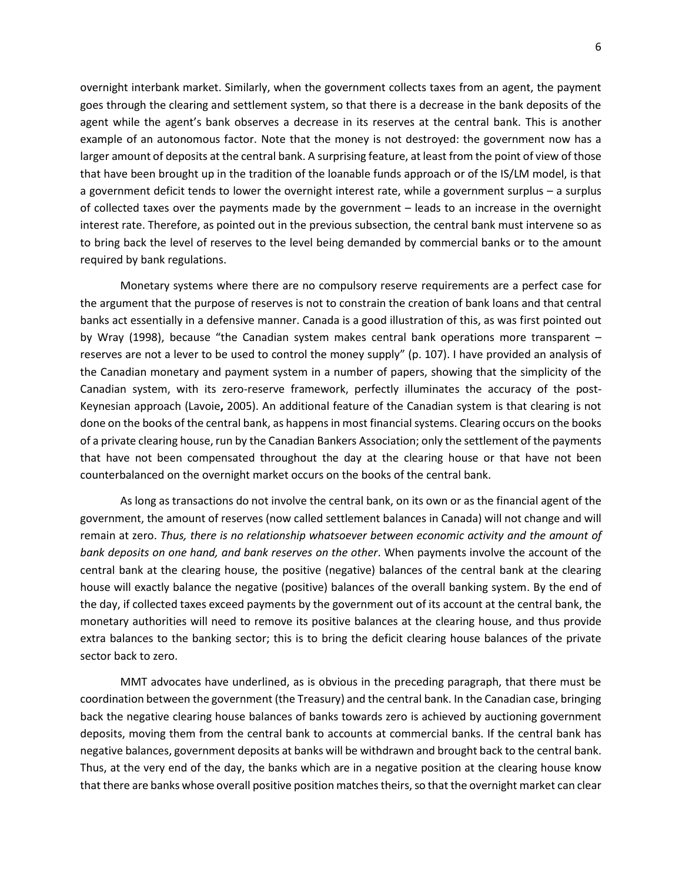overnight interbank market. Similarly, when the government collects taxes from an agent, the payment goes through the clearing and settlement system, so that there is a decrease in the bank deposits of the agent while the agent's bank observes a decrease in its reserves at the central bank. This is another example of an autonomous factor. Note that the money is not destroyed: the government now has a larger amount of deposits at the central bank. A surprising feature, at least from the point of view of those that have been brought up in the tradition of the loanable funds approach or of the IS/LM model, is that a government deficit tends to lower the overnight interest rate, while a government surplus – a surplus of collected taxes over the payments made by the government – leads to an increase in the overnight interest rate. Therefore, as pointed out in the previous subsection, the central bank must intervene so as to bring back the level of reserves to the level being demanded by commercial banks or to the amount required by bank regulations.

Monetary systems where there are no compulsory reserve requirements are a perfect case for the argument that the purpose of reserves is not to constrain the creation of bank loans and that central banks act essentially in a defensive manner. Canada is a good illustration of this, as was first pointed out by Wray (1998), because "the Canadian system makes central bank operations more transparent – reserves are not a lever to be used to control the money supply" (p. 107). I have provided an analysis of the Canadian monetary and payment system in a number of papers, showing that the simplicity of the Canadian system, with its zero-reserve framework, perfectly illuminates the accuracy of the post-Keynesian approach (Lavoie**,** 2005). An additional feature of the Canadian system is that clearing is not done on the books of the central bank, as happens in most financial systems. Clearing occurs on the books of a private clearing house, run by the Canadian Bankers Association; only the settlement of the payments that have not been compensated throughout the day at the clearing house or that have not been counterbalanced on the overnight market occurs on the books of the central bank.

As long as transactions do not involve the central bank, on its own or as the financial agent of the government, the amount of reserves (now called settlement balances in Canada) will not change and will remain at zero. *Thus, there is no relationship whatsoever between economic activity and the amount of bank deposits on one hand, and bank reserves on the other*. When payments involve the account of the central bank at the clearing house, the positive (negative) balances of the central bank at the clearing house will exactly balance the negative (positive) balances of the overall banking system. By the end of the day, if collected taxes exceed payments by the government out of its account at the central bank, the monetary authorities will need to remove its positive balances at the clearing house, and thus provide extra balances to the banking sector; this is to bring the deficit clearing house balances of the private sector back to zero.

MMT advocates have underlined, as is obvious in the preceding paragraph, that there must be coordination between the government (the Treasury) and the central bank. In the Canadian case, bringing back the negative clearing house balances of banks towards zero is achieved by auctioning government deposits, moving them from the central bank to accounts at commercial banks. If the central bank has negative balances, government deposits at banks will be withdrawn and brought back to the central bank. Thus, at the very end of the day, the banks which are in a negative position at the clearing house know that there are banks whose overall positive position matches theirs, so that the overnight market can clear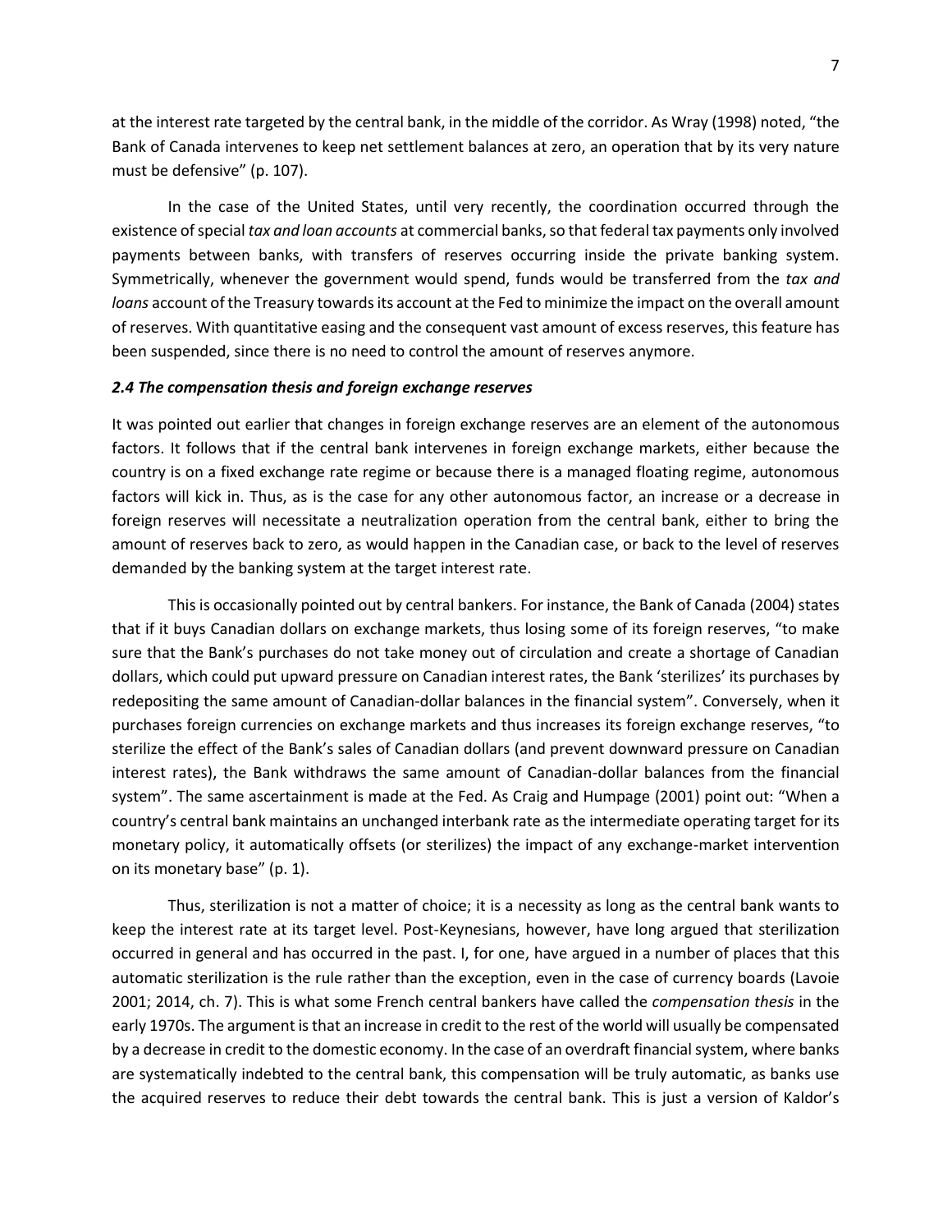at the interest rate targeted by the central bank, in the middle of the corridor. As Wray (1998) noted, "the Bank of Canada intervenes to keep net settlement balances at zero, an operation that by its very nature must be defensive" (p. 107).

In the case of the United States, until very recently, the coordination occurred through the existence of special *tax and loan accounts* at commercial banks, so that federal tax payments only involved payments between banks, with transfers of reserves occurring inside the private banking system. Symmetrically, whenever the government would spend, funds would be transferred from the *tax and loans* account of the Treasury towards its account at the Fed to minimize the impact on the overall amount of reserves. With quantitative easing and the consequent vast amount of excess reserves, this feature has been suspended, since there is no need to control the amount of reserves anymore.

### *2.4 The compensation thesis and foreign exchange reserves*

It was pointed out earlier that changes in foreign exchange reserves are an element of the autonomous factors. It follows that if the central bank intervenes in foreign exchange markets, either because the country is on a fixed exchange rate regime or because there is a managed floating regime, autonomous factors will kick in. Thus, as is the case for any other autonomous factor, an increase or a decrease in foreign reserves will necessitate a neutralization operation from the central bank, either to bring the amount of reserves back to zero, as would happen in the Canadian case, or back to the level of reserves demanded by the banking system at the target interest rate.

This is occasionally pointed out by central bankers. For instance, the Bank of Canada (2004) states that if it buys Canadian dollars on exchange markets, thus losing some of its foreign reserves, "to make sure that the Bank's purchases do not take money out of circulation and create a shortage of Canadian dollars, which could put upward pressure on Canadian interest rates, the Bank 'sterilizes' its purchases by redepositing the same amount of Canadian-dollar balances in the financial system". Conversely, when it purchases foreign currencies on exchange markets and thus increases its foreign exchange reserves, "to sterilize the effect of the Bank's sales of Canadian dollars (and prevent downward pressure on Canadian interest rates), the Bank withdraws the same amount of Canadian-dollar balances from the financial system". The same ascertainment is made at the Fed. As Craig and Humpage (2001) point out: "When a country's central bank maintains an unchanged interbank rate as the intermediate operating target for its monetary policy, it automatically offsets (or sterilizes) the impact of any exchange-market intervention on its monetary base" (p. 1).

Thus, sterilization is not a matter of choice; it is a necessity as long as the central bank wants to keep the interest rate at its target level. Post-Keynesians, however, have long argued that sterilization occurred in general and has occurred in the past. I, for one, have argued in a number of places that this automatic sterilization is the rule rather than the exception, even in the case of currency boards (Lavoie 2001; 2014, ch. 7). This is what some French central bankers have called the *compensation thesis* in the early 1970s. The argument is that an increase in credit to the rest of the world will usually be compensated by a decrease in credit to the domestic economy. In the case of an overdraft financial system, where banks are systematically indebted to the central bank, this compensation will be truly automatic, as banks use the acquired reserves to reduce their debt towards the central bank. This is just a version of Kaldor's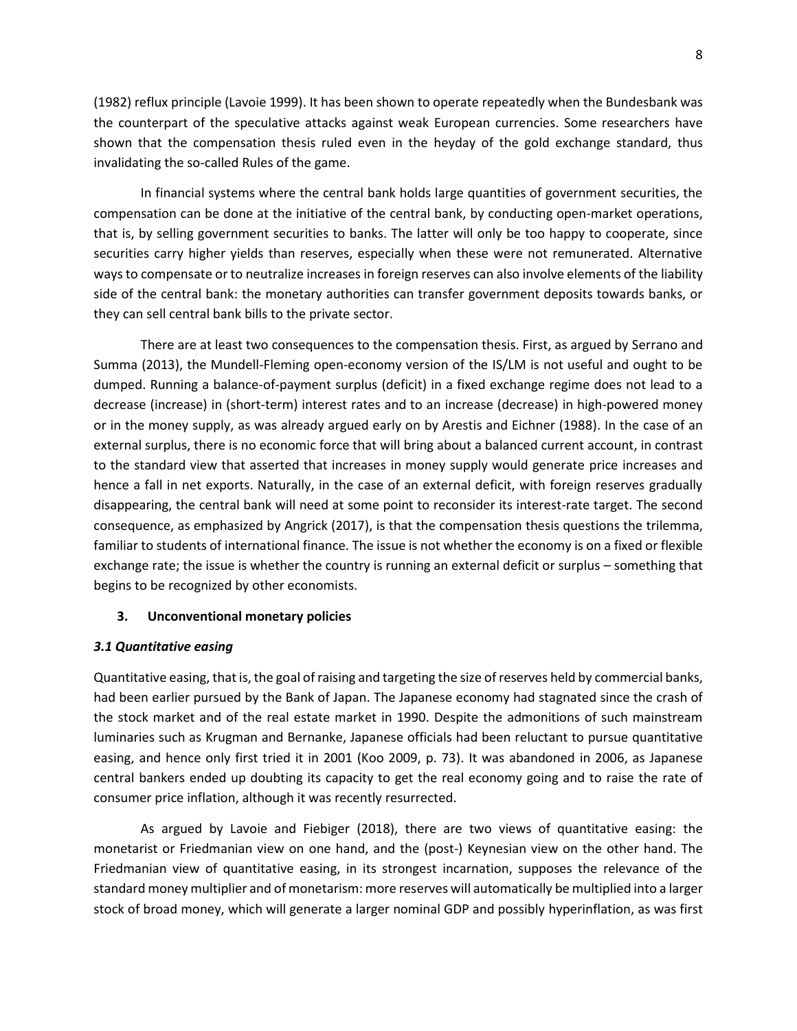(1982) reflux principle (Lavoie 1999). It has been shown to operate repeatedly when the Bundesbank was the counterpart of the speculative attacks against weak European currencies. Some researchers have shown that the compensation thesis ruled even in the heyday of the gold exchange standard, thus invalidating the so-called Rules of the game.

In financial systems where the central bank holds large quantities of government securities, the compensation can be done at the initiative of the central bank, by conducting open-market operations, that is, by selling government securities to banks. The latter will only be too happy to cooperate, since securities carry higher yields than reserves, especially when these were not remunerated. Alternative ways to compensate or to neutralize increases in foreign reserves can also involve elements of the liability side of the central bank: the monetary authorities can transfer government deposits towards banks, or they can sell central bank bills to the private sector.

There are at least two consequences to the compensation thesis. First, as argued by Serrano and Summa (2013), the Mundell-Fleming open-economy version of the IS/LM is not useful and ought to be dumped. Running a balance-of-payment surplus (deficit) in a fixed exchange regime does not lead to a decrease (increase) in (short-term) interest rates and to an increase (decrease) in high-powered money or in the money supply, as was already argued early on by Arestis and Eichner (1988). In the case of an external surplus, there is no economic force that will bring about a balanced current account, in contrast to the standard view that asserted that increases in money supply would generate price increases and hence a fall in net exports. Naturally, in the case of an external deficit, with foreign reserves gradually disappearing, the central bank will need at some point to reconsider its interest-rate target. The second consequence, as emphasized by Angrick (2017), is that the compensation thesis questions the trilemma, familiar to students of international finance. The issue is not whether the economy is on a fixed or flexible exchange rate; the issue is whether the country is running an external deficit or surplus – something that begins to be recognized by other economists.

## 3. Unconventional monetary policies

### *3.1 Quantitative easing*

Quantitative easing, that is, the goal of raising and targeting the size of reserves held by commercial banks, had been earlier pursued by the Bank of Japan. The Japanese economy had stagnated since the crash of the stock market and of the real estate market in 1990. Despite the admonitions of such mainstream luminaries such as Krugman and Bernanke, Japanese officials had been reluctant to pursue quantitative easing, and hence only first tried it in 2001 (Koo 2009, p. 73). It was abandoned in 2006, as Japanese central bankers ended up doubting its capacity to get the real economy going and to raise the rate of consumer price inflation, although it was recently resurrected.

As argued by Lavoie and Fiebiger (2018), there are two views of quantitative easing: the monetarist or Friedmanian view on one hand, and the (post-) Keynesian view on the other hand. The Friedmanian view of quantitative easing, in its strongest incarnation, supposes the relevance of the standard money multiplier and of monetarism: more reserves will automatically be multiplied into a larger stock of broad money, which will generate a larger nominal GDP and possibly hyperinflation, as was first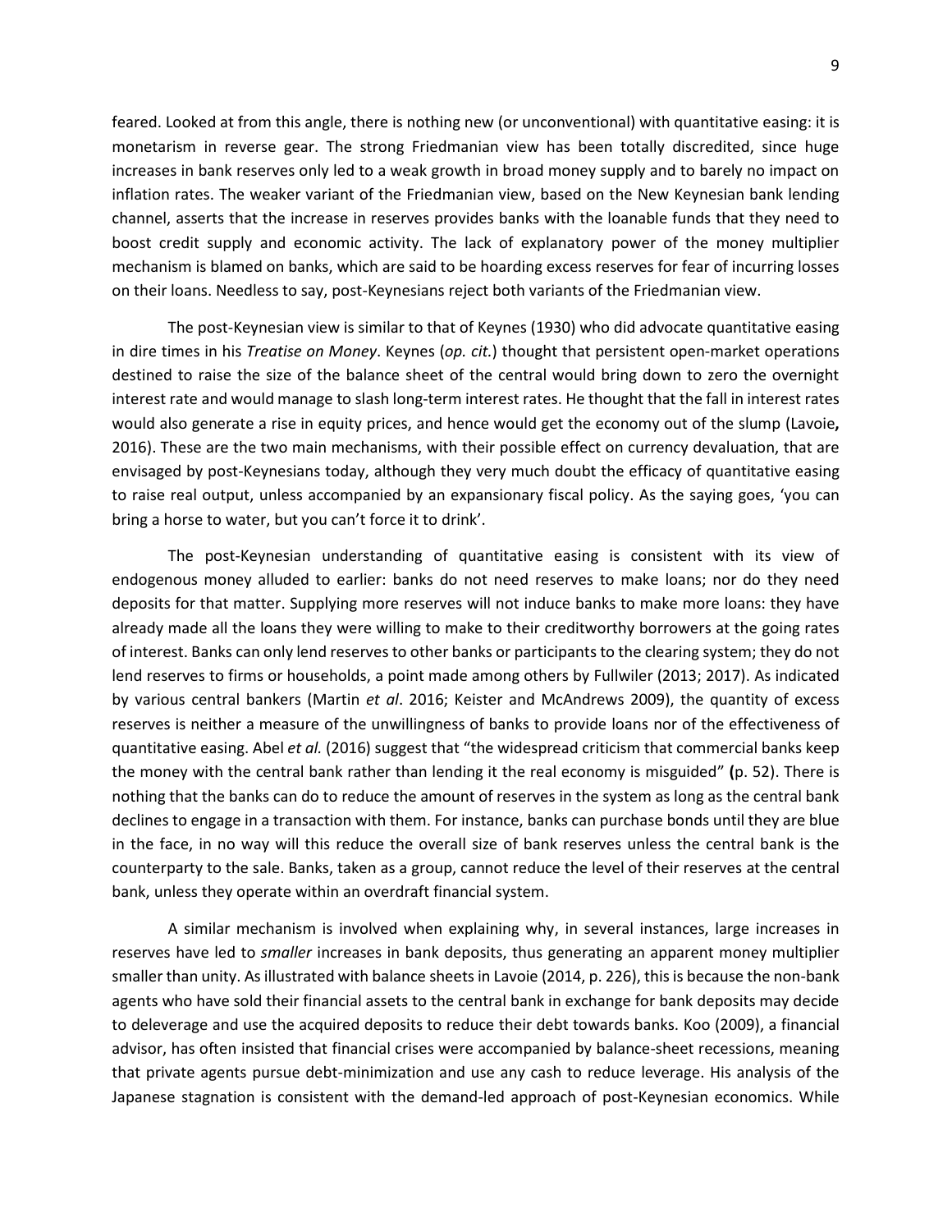feared. Looked at from this angle, there is nothing new (or unconventional) with quantitative easing: it is monetarism in reverse gear. The strong Friedmanian view has been totally discredited, since huge increases in bank reserves only led to a weak growth in broad money supply and to barely no impact on inflation rates. The weaker variant of the Friedmanian view, based on the New Keynesian bank lending channel, asserts that the increase in reserves provides banks with the loanable funds that they need to boost credit supply and economic activity. The lack of explanatory power of the money multiplier mechanism is blamed on banks, which are said to be hoarding excess reserves for fear of incurring losses on their loans. Needless to say, post-Keynesians reject both variants of the Friedmanian view.

The post-Keynesian view is similar to that of Keynes (1930) who did advocate quantitative easing in dire times in his *Treatise on Money*. Keynes (*op. cit.*) thought that persistent open-market operations destined to raise the size of the balance sheet of the central would bring down to zero the overnight interest rate and would manage to slash long-term interest rates. He thought that the fall in interest rates would also generate a rise in equity prices, and hence would get the economy out of the slump (Lavoie**,** 2016). These are the two main mechanisms, with their possible effect on currency devaluation, that are envisaged by post-Keynesians today, although they very much doubt the efficacy of quantitative easing to raise real output, unless accompanied by an expansionary fiscal policy. As the saying goes, 'you can bring a horse to water, but you can't force it to drink'.

The post-Keynesian understanding of quantitative easing is consistent with its view of endogenous money alluded to earlier: banks do not need reserves to make loans; nor do they need deposits for that matter. Supplying more reserves will not induce banks to make more loans: they have already made all the loans they were willing to make to their creditworthy borrowers at the going rates of interest. Banks can only lend reserves to other banks or participants to the clearing system; they do not lend reserves to firms or households, a point made among others by Fullwiler (2013; 2017). As indicated by various central bankers (Martin *et al*. 2016; Keister and McAndrews 2009), the quantity of excess reserves is neither a measure of the unwillingness of banks to provide loans nor of the effectiveness of quantitative easing. Abel *et al.* (2016) suggest that "the widespread criticism that commercial banks keep the money with the central bank rather than lending it the real economy is misguided" **(**p. 52). There is nothing that the banks can do to reduce the amount of reserves in the system as long as the central bank declines to engage in a transaction with them. For instance, banks can purchase bonds until they are blue in the face, in no way will this reduce the overall size of bank reserves unless the central bank is the counterparty to the sale. Banks, taken as a group, cannot reduce the level of their reserves at the central bank, unless they operate within an overdraft financial system.

A similar mechanism is involved when explaining why, in several instances, large increases in reserves have led to *smaller* increases in bank deposits, thus generating an apparent money multiplier smaller than unity. As illustrated with balance sheets in Lavoie (2014, p. 226), this is because the non-bank agents who have sold their financial assets to the central bank in exchange for bank deposits may decide to deleverage and use the acquired deposits to reduce their debt towards banks. Koo (2009), a financial advisor, has often insisted that financial crises were accompanied by balance-sheet recessions, meaning that private agents pursue debt-minimization and use any cash to reduce leverage. His analysis of the Japanese stagnation is consistent with the demand-led approach of post-Keynesian economics. While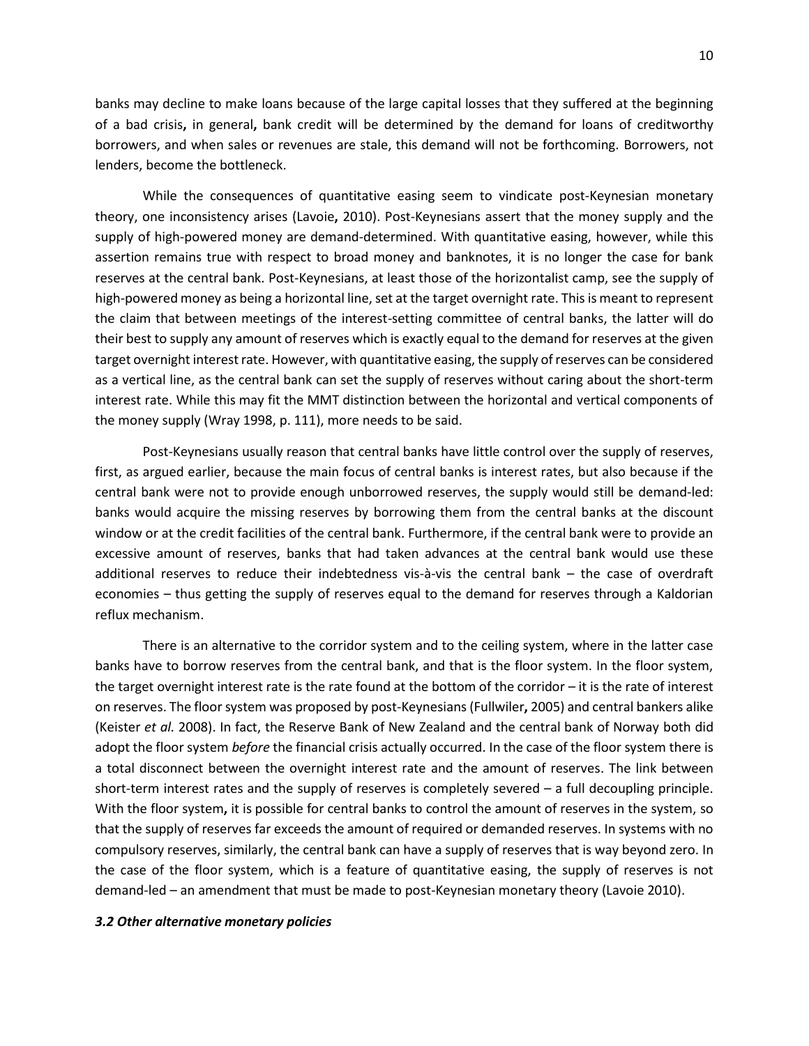banks may decline to make loans because of the large capital losses that they suffered at the beginning of a bad crisis**,** in general**,** bank credit will be determined by the demand for loans of creditworthy borrowers, and when sales or revenues are stale, this demand will not be forthcoming. Borrowers, not lenders, become the bottleneck.

While the consequences of quantitative easing seem to vindicate post-Keynesian monetary theory, one inconsistency arises (Lavoie**,** 2010). Post-Keynesians assert that the money supply and the supply of high-powered money are demand-determined. With quantitative easing, however, while this assertion remains true with respect to broad money and banknotes, it is no longer the case for bank reserves at the central bank. Post-Keynesians, at least those of the horizontalist camp, see the supply of high-powered money as being a horizontal line, set at the target overnight rate. This is meant to represent the claim that between meetings of the interest-setting committee of central banks, the latter will do their best to supply any amount of reserves which is exactly equal to the demand for reserves at the given target overnight interest rate. However, with quantitative easing, the supply of reserves can be considered as a vertical line, as the central bank can set the supply of reserves without caring about the short-term interest rate. While this may fit the MMT distinction between the horizontal and vertical components of the money supply (Wray 1998, p. 111), more needs to be said.

Post-Keynesians usually reason that central banks have little control over the supply of reserves, first, as argued earlier, because the main focus of central banks is interest rates, but also because if the central bank were not to provide enough unborrowed reserves, the supply would still be demand-led: banks would acquire the missing reserves by borrowing them from the central banks at the discount window or at the credit facilities of the central bank. Furthermore, if the central bank were to provide an excessive amount of reserves, banks that had taken advances at the central bank would use these additional reserves to reduce their indebtedness vis-à-vis the central bank – the case of overdraft economies – thus getting the supply of reserves equal to the demand for reserves through a Kaldorian reflux mechanism.

There is an alternative to the corridor system and to the ceiling system, where in the latter case banks have to borrow reserves from the central bank, and that is the floor system. In the floor system, the target overnight interest rate is the rate found at the bottom of the corridor – it is the rate of interest on reserves. The floor system was proposed by post-Keynesians (Fullwiler**,** 2005) and central bankers alike (Keister *et al.* 2008). In fact, the Reserve Bank of New Zealand and the central bank of Norway both did adopt the floor system *before* the financial crisis actually occurred. In the case of the floor system there is a total disconnect between the overnight interest rate and the amount of reserves. The link between short-term interest rates and the supply of reserves is completely severed – a full decoupling principle. With the floor system**,** it is possible for central banks to control the amount of reserves in the system, so that the supply of reserves far exceeds the amount of required or demanded reserves. In systems with no compulsory reserves, similarly, the central bank can have a supply of reserves that is way beyond zero. In the case of the floor system, which is a feature of quantitative easing, the supply of reserves is not demand-led – an amendment that must be made to post-Keynesian monetary theory (Lavoie 2010).

### ***3.2 Other alternative monetary policies***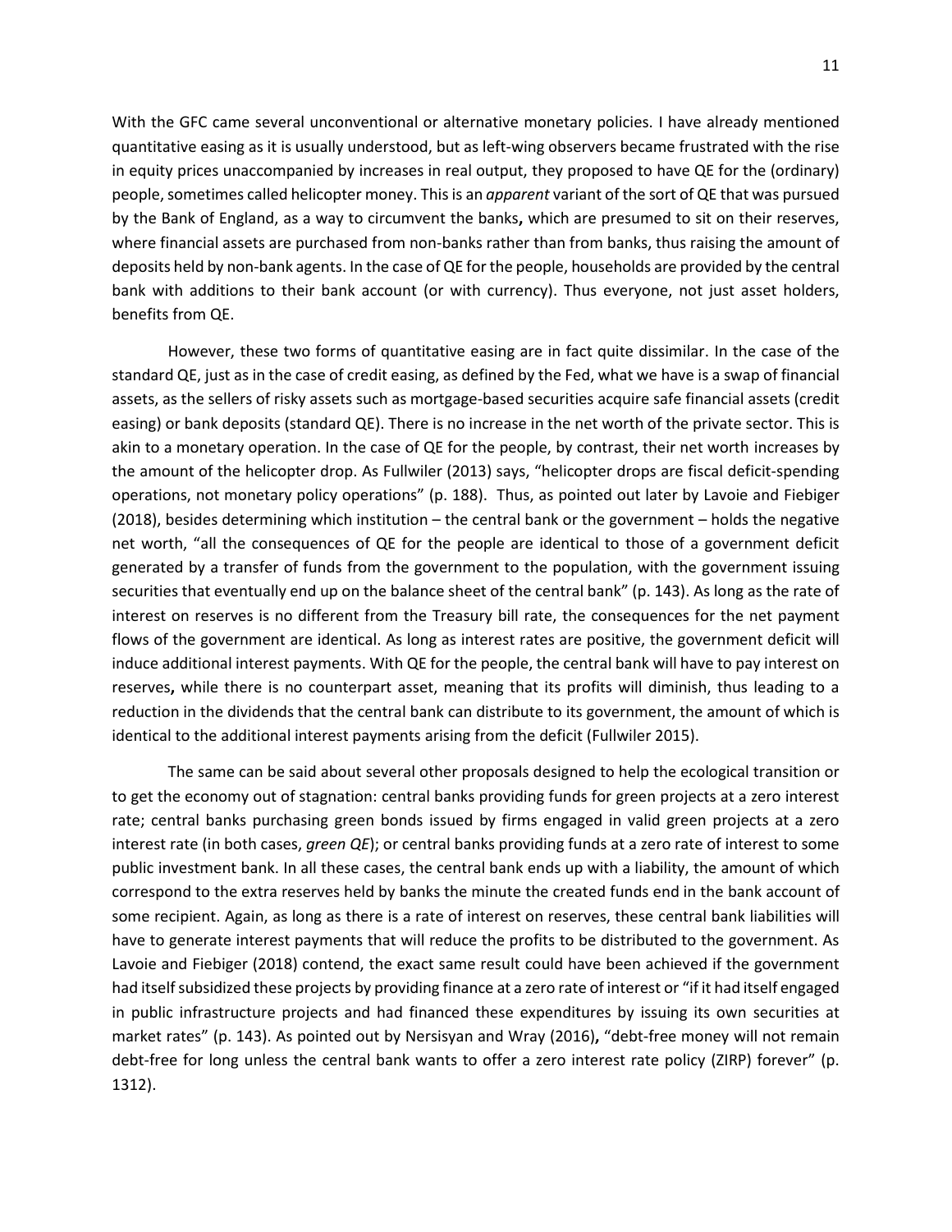With the GFC came several unconventional or alternative monetary policies. I have already mentioned quantitative easing as it is usually understood, but as left-wing observers became frustrated with the rise in equity prices unaccompanied by increases in real output, they proposed to have QE for the (ordinary) people, sometimes called helicopter money. This is an *apparent* variant of the sort of QE that was pursued by the Bank of England, as a way to circumvent the banks**,** which are presumed to sit on their reserves, where financial assets are purchased from non-banks rather than from banks, thus raising the amount of deposits held by non-bank agents. In the case of QE for the people, households are provided by the central bank with additions to their bank account (or with currency). Thus everyone, not just asset holders, benefits from QE.

However, these two forms of quantitative easing are in fact quite dissimilar. In the case of the standard QE, just as in the case of credit easing, as defined by the Fed, what we have is a swap of financial assets, as the sellers of risky assets such as mortgage-based securities acquire safe financial assets (credit easing) or bank deposits (standard QE). There is no increase in the net worth of the private sector. This is akin to a monetary operation. In the case of QE for the people, by contrast, their net worth increases by the amount of the helicopter drop. As Fullwiler (2013) says, "helicopter drops are fiscal deficit-spending operations, not monetary policy operations" (p. 188). Thus, as pointed out later by Lavoie and Fiebiger (2018), besides determining which institution – the central bank or the government – holds the negative net worth, "all the consequences of QE for the people are identical to those of a government deficit generated by a transfer of funds from the government to the population, with the government issuing securities that eventually end up on the balance sheet of the central bank" (p. 143). As long as the rate of interest on reserves is no different from the Treasury bill rate, the consequences for the net payment flows of the government are identical. As long as interest rates are positive, the government deficit will induce additional interest payments. With QE for the people, the central bank will have to pay interest on reserves**,** while there is no counterpart asset, meaning that its profits will diminish, thus leading to a reduction in the dividends that the central bank can distribute to its government, the amount of which is identical to the additional interest payments arising from the deficit (Fullwiler 2015).

The same can be said about several other proposals designed to help the ecological transition or to get the economy out of stagnation: central banks providing funds for green projects at a zero interest rate; central banks purchasing green bonds issued by firms engaged in valid green projects at a zero interest rate (in both cases, *green QE*); or central banks providing funds at a zero rate of interest to some public investment bank. In all these cases, the central bank ends up with a liability, the amount of which correspond to the extra reserves held by banks the minute the created funds end in the bank account of some recipient. Again, as long as there is a rate of interest on reserves, these central bank liabilities will have to generate interest payments that will reduce the profits to be distributed to the government. As Lavoie and Fiebiger (2018) contend, the exact same result could have been achieved if the government had itself subsidized these projects by providing finance at a zero rate of interest or "if it had itself engaged in public infrastructure projects and had financed these expenditures by issuing its own securities at market rates" (p. 143). As pointed out by Nersisyan and Wray (2016)**,** "debt-free money will not remain debt-free for long unless the central bank wants to offer a zero interest rate policy (ZIRP) forever" (p. 1312).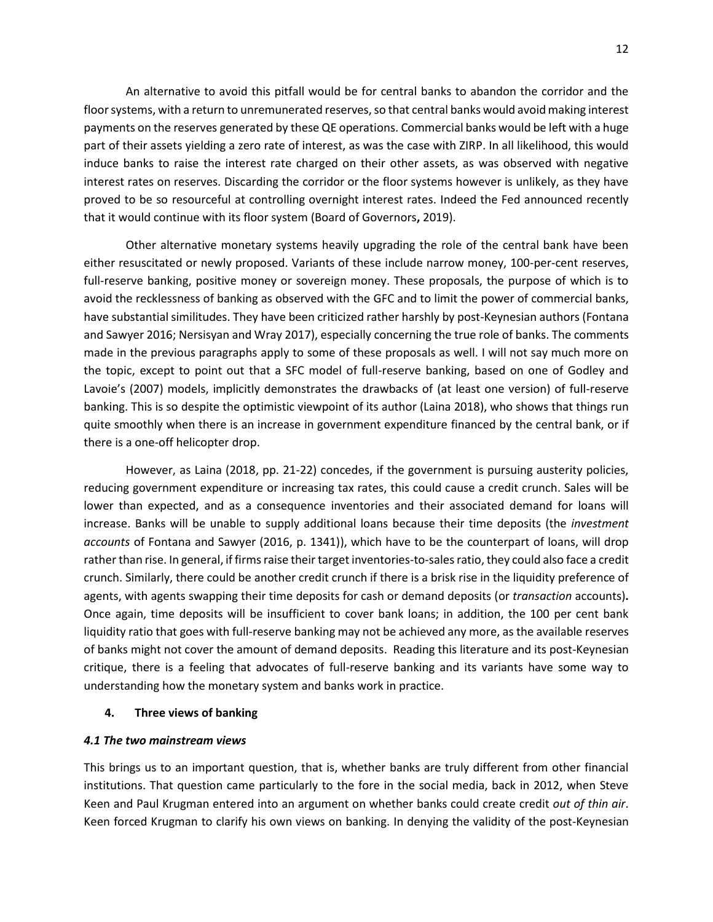An alternative to avoid this pitfall would be for central banks to abandon the corridor and the floor systems, with a return to unremunerated reserves, so that central banks would avoid making interest payments on the reserves generated by these QE operations. Commercial banks would be left with a huge part of their assets yielding a zero rate of interest, as was the case with ZIRP. In all likelihood, this would induce banks to raise the interest rate charged on their other assets, as was observed with negative interest rates on reserves. Discarding the corridor or the floor systems however is unlikely, as they have proved to be so resourceful at controlling overnight interest rates. Indeed the Fed announced recently that it would continue with its floor system (Board of Governors**,** 2019).

Other alternative monetary systems heavily upgrading the role of the central bank have been either resuscitated or newly proposed. Variants of these include narrow money, 100-per-cent reserves, full-reserve banking, positive money or sovereign money. These proposals, the purpose of which is to avoid the recklessness of banking as observed with the GFC and to limit the power of commercial banks, have substantial similitudes. They have been criticized rather harshly by post-Keynesian authors (Fontana and Sawyer 2016; Nersisyan and Wray 2017), especially concerning the true role of banks. The comments made in the previous paragraphs apply to some of these proposals as well. I will not say much more on the topic, except to point out that a SFC model of full-reserve banking, based on one of Godley and Lavoie's (2007) models, implicitly demonstrates the drawbacks of (at least one version) of full-reserve banking. This is so despite the optimistic viewpoint of its author (Laina 2018), who shows that things run quite smoothly when there is an increase in government expenditure financed by the central bank, or if there is a one-off helicopter drop.

However, as Laina (2018, pp. 21-22) concedes, if the government is pursuing austerity policies, reducing government expenditure or increasing tax rates, this could cause a credit crunch. Sales will be lower than expected, and as a consequence inventories and their associated demand for loans will increase. Banks will be unable to supply additional loans because their time deposits (the *investment accounts* of Fontana and Sawyer (2016, p. 1341)), which have to be the counterpart of loans, will drop rather than rise. In general, if firms raise their target inventories-to-sales ratio, they could also face a credit crunch. Similarly, there could be another credit crunch if there is a brisk rise in the liquidity preference of agents, with agents swapping their time deposits for cash or demand deposits (or *transaction* accounts)**.** Once again, time deposits will be insufficient to cover bank loans; in addition, the 100 per cent bank liquidity ratio that goes with full-reserve banking may not be achieved any more, as the available reserves of banks might not cover the amount of demand deposits. Reading this literature and its post-Keynesian critique, there is a feeling that advocates of full-reserve banking and its variants have some way to understanding how the monetary system and banks work in practice.

## 4. Three views of banking

### *4.1 The two mainstream views*

This brings us to an important question, that is, whether banks are truly different from other financial institutions. That question came particularly to the fore in the social media, back in 2012, when Steve Keen and Paul Krugman entered into an argument on whether banks could create credit *out of thin air*. Keen forced Krugman to clarify his own views on banking. In denying the validity of the post-Keynesian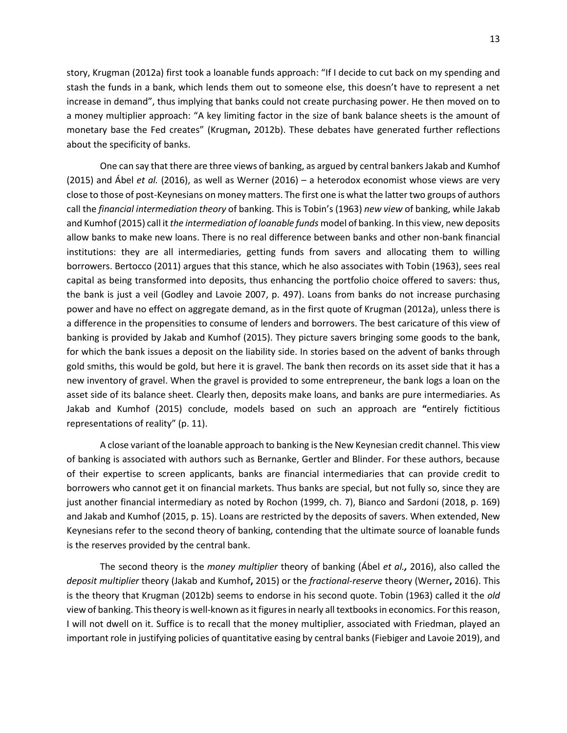story, Krugman (2012a) first took a loanable funds approach: "If I decide to cut back on my spending and stash the funds in a bank, which lends them out to someone else, this doesn't have to represent a net increase in demand", thus implying that banks could not create purchasing power. He then moved on to a money multiplier approach: "A key limiting factor in the size of bank balance sheets is the amount of monetary base the Fed creates" (Krugman**,** 2012b). These debates have generated further reflections about the specificity of banks.

One can say that there are three views of banking, as argued by central bankers Jakab and Kumhof (2015) and Ábel *et al.* (2016), as well as Werner (2016) – a heterodox economist whose views are very close to those of post-Keynesians on money matters. The first one is what the latter two groups of authors call the *financial intermediation theory* of banking. This is Tobin's (1963) *new view* of banking, while Jakab and Kumhof (2015) call it *the intermediation of loanable funds* model of banking. In this view, new deposits allow banks to make new loans. There is no real difference between banks and other non-bank financial institutions: they are all intermediaries, getting funds from savers and allocating them to willing borrowers. Bertocco (2011) argues that this stance, which he also associates with Tobin (1963), sees real capital as being transformed into deposits, thus enhancing the portfolio choice offered to savers: thus, the bank is just a veil (Godley and Lavoie 2007, p. 497). Loans from banks do not increase purchasing power and have no effect on aggregate demand, as in the first quote of Krugman (2012a), unless there is a difference in the propensities to consume of lenders and borrowers. The best caricature of this view of banking is provided by Jakab and Kumhof (2015). They picture savers bringing some goods to the bank, for which the bank issues a deposit on the liability side. In stories based on the advent of banks through gold smiths, this would be gold, but here it is gravel. The bank then records on its asset side that it has a new inventory of gravel. When the gravel is provided to some entrepreneur, the bank logs a loan on the asset side of its balance sheet. Clearly then, deposits make loans, and banks are pure intermediaries. As Jakab and Kumhof (2015) conclude, models based on such an approach are **"**entirely fictitious representations of reality" (p. 11).

A close variant of the loanable approach to banking is the New Keynesian credit channel. This view of banking is associated with authors such as Bernanke, Gertler and Blinder. For these authors, because of their expertise to screen applicants, banks are financial intermediaries that can provide credit to borrowers who cannot get it on financial markets. Thus banks are special, but not fully so, since they are just another financial intermediary as noted by Rochon (1999, ch. 7), Bianco and Sardoni (2018, p. 169) and Jakab and Kumhof (2015, p. 15). Loans are restricted by the deposits of savers. When extended, New Keynesians refer to the second theory of banking, contending that the ultimate source of loanable funds is the reserves provided by the central bank.

The second theory is the *money multiplier* theory of banking (Ábel *et al.,* 2016), also called the *deposit multiplier* theory (Jakab and Kumhof**,** 2015) or the *fractional-reserve* theory (Werner**,** 2016). This is the theory that Krugman (2012b) seems to endorse in his second quote. Tobin (1963) called it the *old* view of banking. This theory is well-known as it figures in nearly all textbooks in economics. For this reason, I will not dwell on it. Suffice is to recall that the money multiplier, associated with Friedman, played an important role in justifying policies of quantitative easing by central banks (Fiebiger and Lavoie 2019), and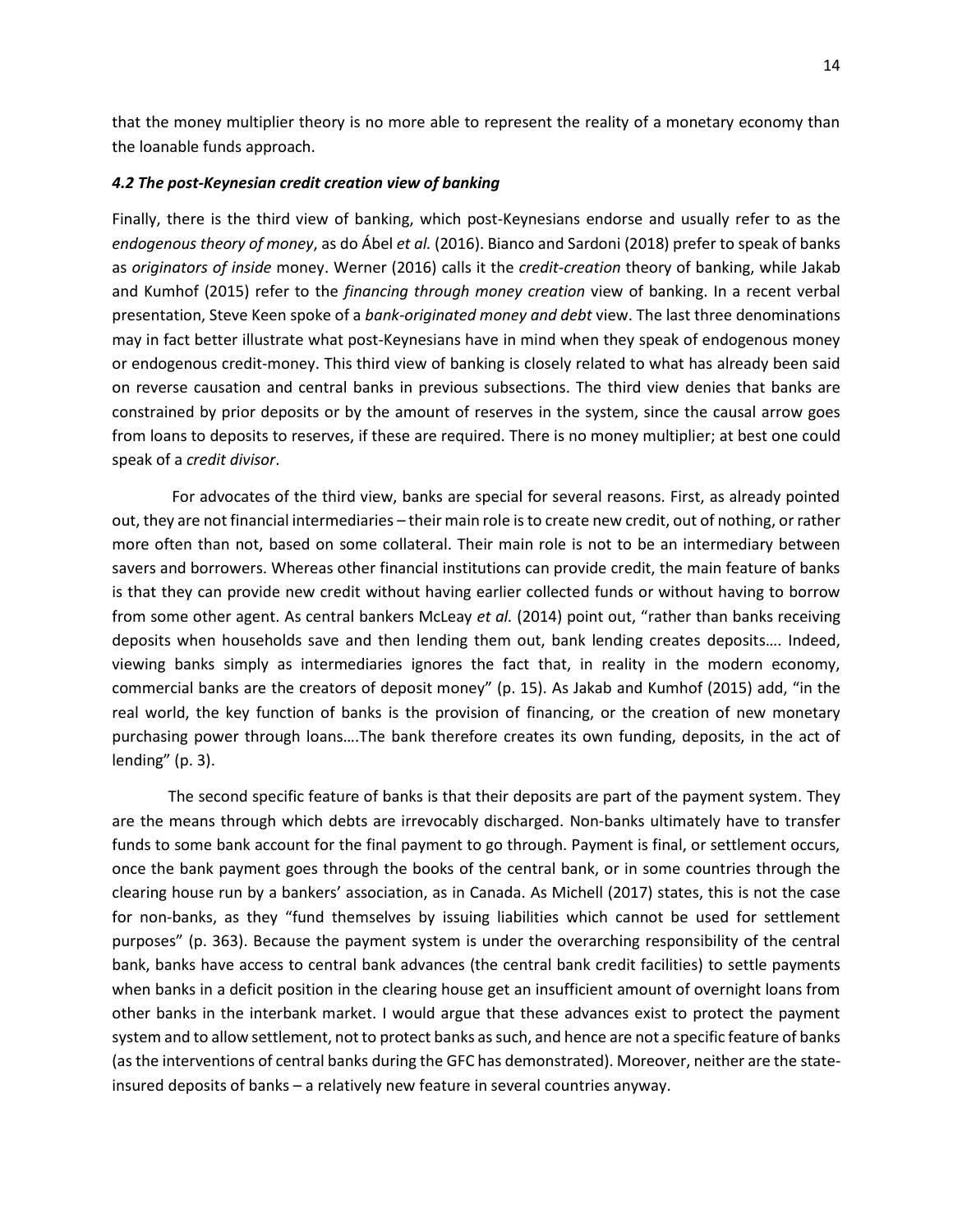that the money multiplier theory is no more able to represent the reality of a monetary economy than the loanable funds approach.

### *4.2 The post-Keynesian credit creation view of banking*

Finally, there is the third view of banking, which post-Keynesians endorse and usually refer to as the *endogenous theory of money*, as do Ábel *et al.* (2016). Bianco and Sardoni (2018) prefer to speak of banks as *originators of inside* money. Werner (2016) calls it the *credit-creation* theory of banking, while Jakab and Kumhof (2015) refer to the *financing through money creation* view of banking. In a recent verbal presentation, Steve Keen spoke of a *bank-originated money and debt* view. The last three denominations may in fact better illustrate what post-Keynesians have in mind when they speak of endogenous money or endogenous credit-money. This third view of banking is closely related to what has already been said on reverse causation and central banks in previous subsections. The third view denies that banks are constrained by prior deposits or by the amount of reserves in the system, since the causal arrow goes from loans to deposits to reserves, if these are required. There is no money multiplier; at best one could speak of a *credit divisor*.

For advocates of the third view, banks are special for several reasons. First, as already pointed out, they are not financial intermediaries – their main role is to create new credit, out of nothing, or rather more often than not, based on some collateral. Their main role is not to be an intermediary between savers and borrowers. Whereas other financial institutions can provide credit, the main feature of banks is that they can provide new credit without having earlier collected funds or without having to borrow from some other agent. As central bankers McLeay *et al.* (2014) point out, "rather than banks receiving deposits when households save and then lending them out, bank lending creates deposits…. Indeed, viewing banks simply as intermediaries ignores the fact that, in reality in the modern economy, commercial banks are the creators of deposit money" (p. 15). As Jakab and Kumhof (2015) add, "in the real world, the key function of banks is the provision of financing, or the creation of new monetary purchasing power through loans….The bank therefore creates its own funding, deposits, in the act of lending" (p. 3).

The second specific feature of banks is that their deposits are part of the payment system. They are the means through which debts are irrevocably discharged. Non-banks ultimately have to transfer funds to some bank account for the final payment to go through. Payment is final, or settlement occurs, once the bank payment goes through the books of the central bank, or in some countries through the clearing house run by a bankers' association, as in Canada. As Michell (2017) states, this is not the case for non-banks, as they "fund themselves by issuing liabilities which cannot be used for settlement purposes" (p. 363). Because the payment system is under the overarching responsibility of the central bank, banks have access to central bank advances (the central bank credit facilities) to settle payments when banks in a deficit position in the clearing house get an insufficient amount of overnight loans from other banks in the interbank market. I would argue that these advances exist to protect the payment system and to allow settlement, not to protect banks as such, and hence are not a specific feature of banks (as the interventions of central banks during the GFC has demonstrated). Moreover, neither are the state-insured deposits of banks – a relatively new feature in several countries anyway.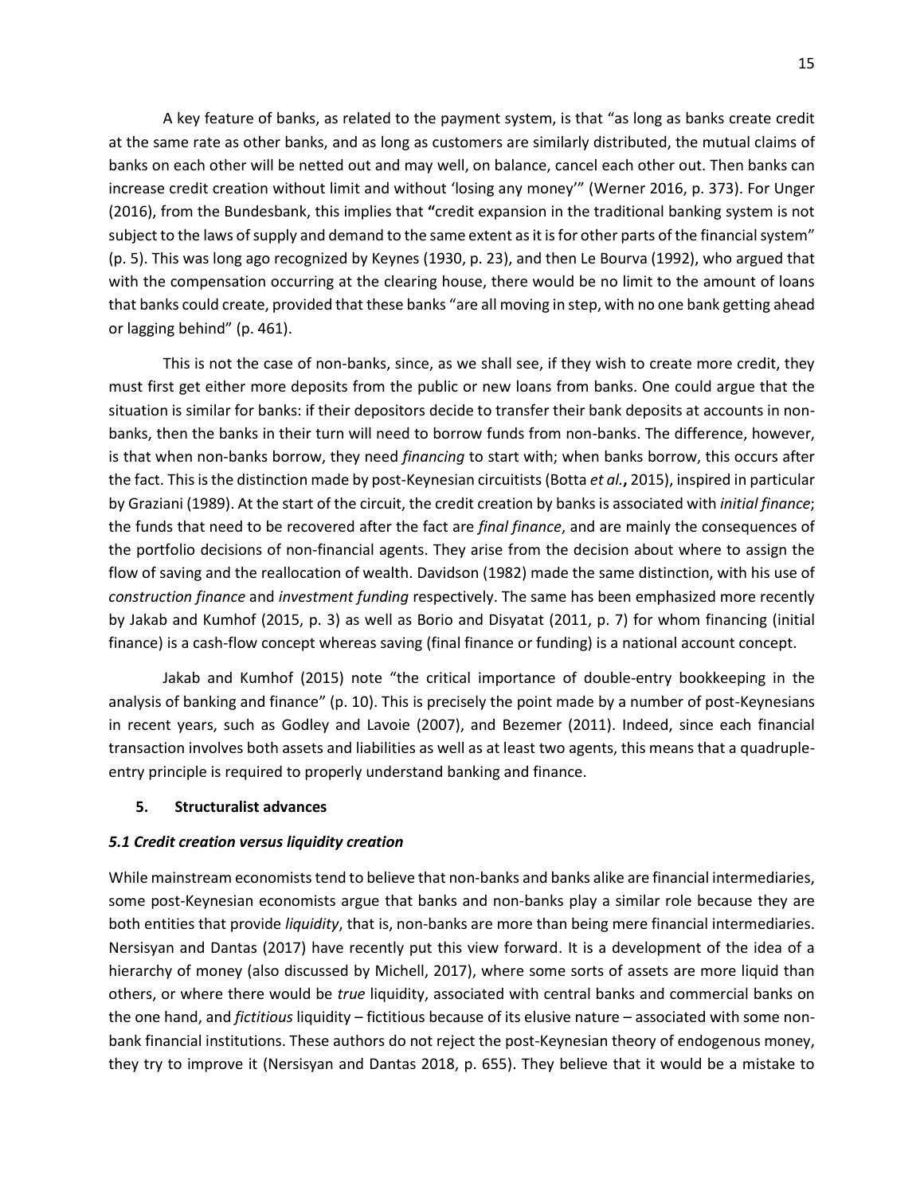A key feature of banks, as related to the payment system, is that "as long as banks create credit at the same rate as other banks, and as long as customers are similarly distributed, the mutual claims of banks on each other will be netted out and may well, on balance, cancel each other out. Then banks can increase credit creation without limit and without 'losing any money'" (Werner 2016, p. 373). For Unger (2016), from the Bundesbank, this implies that **"**credit expansion in the traditional banking system is not subject to the laws of supply and demand to the same extent as it is for other parts of the financial system" (p. 5). This was long ago recognized by Keynes (1930, p. 23), and then Le Bourva (1992), who argued that with the compensation occurring at the clearing house, there would be no limit to the amount of loans that banks could create, provided that these banks "are all moving in step, with no one bank getting ahead or lagging behind" (p. 461).

This is not the case of non-banks, since, as we shall see, if they wish to create more credit, they must first get either more deposits from the public or new loans from banks. One could argue that the situation is similar for banks: if their depositors decide to transfer their bank deposits at accounts in non-banks, then the banks in their turn will need to borrow funds from non-banks. The difference, however, is that when non-banks borrow, they need *financing* to start with; when banks borrow, this occurs after the fact. This is the distinction made by post-Keynesian circuitists (Botta *et al.***,** 2015), inspired in particular by Graziani (1989). At the start of the circuit, the credit creation by banks is associated with *initial finance*; the funds that need to be recovered after the fact are *final finance*, and are mainly the consequences of the portfolio decisions of non-financial agents. They arise from the decision about where to assign the flow of saving and the reallocation of wealth. Davidson (1982) made the same distinction, with his use of *construction finance* and *investment funding* respectively. The same has been emphasized more recently by Jakab and Kumhof (2015, p. 3) as well as Borio and Disyatat (2011, p. 7) for whom financing (initial finance) is a cash-flow concept whereas saving (final finance or funding) is a national account concept.

Jakab and Kumhof (2015) note "the critical importance of double-entry bookkeeping in the analysis of banking and finance" (p. 10). This is precisely the point made by a number of post-Keynesians in recent years, such as Godley and Lavoie (2007), and Bezemer (2011). Indeed, since each financial transaction involves both assets and liabilities as well as at least two agents, this means that a quadruple-entry principle is required to properly understand banking and finance.

## 5. Structuralist advances

### *5.1 Credit creation versus liquidity creation*

While mainstream economists tend to believe that non-banks and banks alike are financial intermediaries, some post-Keynesian economists argue that banks and non-banks play a similar role because they are both entities that provide *liquidity*, that is, non-banks are more than being mere financial intermediaries. Nersisyan and Dantas (2017) have recently put this view forward. It is a development of the idea of a hierarchy of money (also discussed by Michell, 2017), where some sorts of assets are more liquid than others, or where there would be *true* liquidity, associated with central banks and commercial banks on the one hand, and *fictitious* liquidity – fictitious because of its elusive nature – associated with some non-bank financial institutions. These authors do not reject the post-Keynesian theory of endogenous money, they try to improve it (Nersisyan and Dantas 2018, p. 655). They believe that it would be a mistake to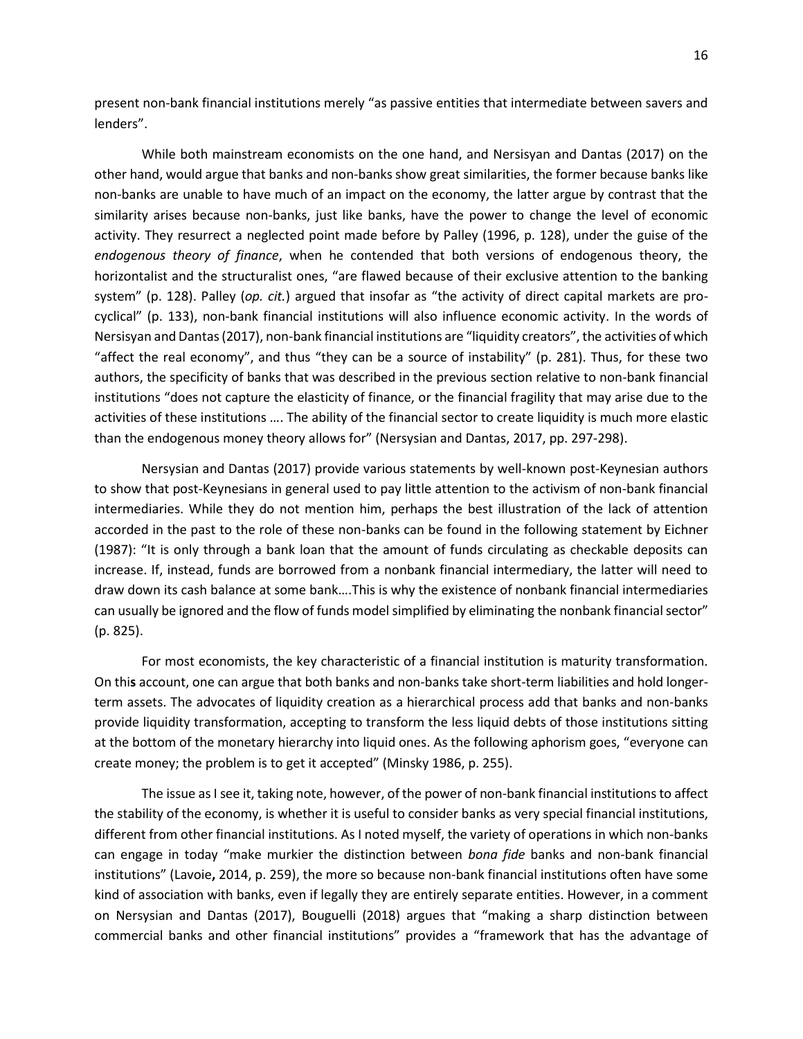present non-bank financial institutions merely "as passive entities that intermediate between savers and lenders".

While both mainstream economists on the one hand, and Nersisyan and Dantas (2017) on the other hand, would argue that banks and non-banks show great similarities, the former because banks like non-banks are unable to have much of an impact on the economy, the latter argue by contrast that the similarity arises because non-banks, just like banks, have the power to change the level of economic activity. They resurrect a neglected point made before by Palley (1996, p. 128), under the guise of the *endogenous theory of finance*, when he contended that both versions of endogenous theory, the horizontalist and the structuralist ones, "are flawed because of their exclusive attention to the banking system" (p. 128). Palley (*op. cit.*) argued that insofar as "the activity of direct capital markets are pro-cyclical" (p. 133), non-bank financial institutions will also influence economic activity. In the words of Nersisyan and Dantas (2017), non-bank financial institutions are "liquidity creators", the activities of which "affect the real economy", and thus "they can be a source of instability" (p. 281). Thus, for these two authors, the specificity of banks that was described in the previous section relative to non-bank financial institutions "does not capture the elasticity of finance, or the financial fragility that may arise due to the activities of these institutions …. The ability of the financial sector to create liquidity is much more elastic than the endogenous money theory allows for" (Nersisyan and Dantas, 2017, pp. 297-298).

Nersisyan and Dantas (2017) provide various statements by well-known post-Keynesian authors to show that post-Keynesians in general used to pay little attention to the activism of non-bank financial intermediaries. While they do not mention him, perhaps the best illustration of the lack of attention accorded in the past to the role of these non-banks can be found in the following statement by Eichner (1987): "It is only through a bank loan that the amount of funds circulating as checkable deposits can increase. If, instead, funds are borrowed from a nonbank financial intermediary, the latter will need to draw down its cash balance at some bank….This is why the existence of nonbank financial intermediaries can usually be ignored and the flow of funds model simplified by eliminating the nonbank financial sector" (p. 825).

For most economists, the key characteristic of a financial institution is maturity transformation. On this account, one can argue that both banks and non-banks take short-term liabilities and hold longer-term assets. The advocates of liquidity creation as a hierarchical process add that banks and non-banks provide liquidity transformation, accepting to transform the less liquid debts of those institutions sitting at the bottom of the monetary hierarchy into liquid ones. As the following aphorism goes, "everyone can create money; the problem is to get it accepted" (Minsky 1986, p. 255).

The issue as I see it, taking note, however, of the power of non-bank financial institutions to affect the stability of the economy, is whether it is useful to consider banks as very special financial institutions, different from other financial institutions. As I noted myself, the variety of operations in which non-banks can engage in today "make murkier the distinction between *bona fide* banks and non-bank financial institutions" (Lavoie, 2014, p. 259), the more so because non-bank financial institutions often have some kind of association with banks, even if legally they are entirely separate entities. However, in a comment on Nersysian and Dantas (2017), Bouguelli (2018) argues that "making a sharp distinction between commercial banks and other financial institutions" provides a "framework that has the advantage of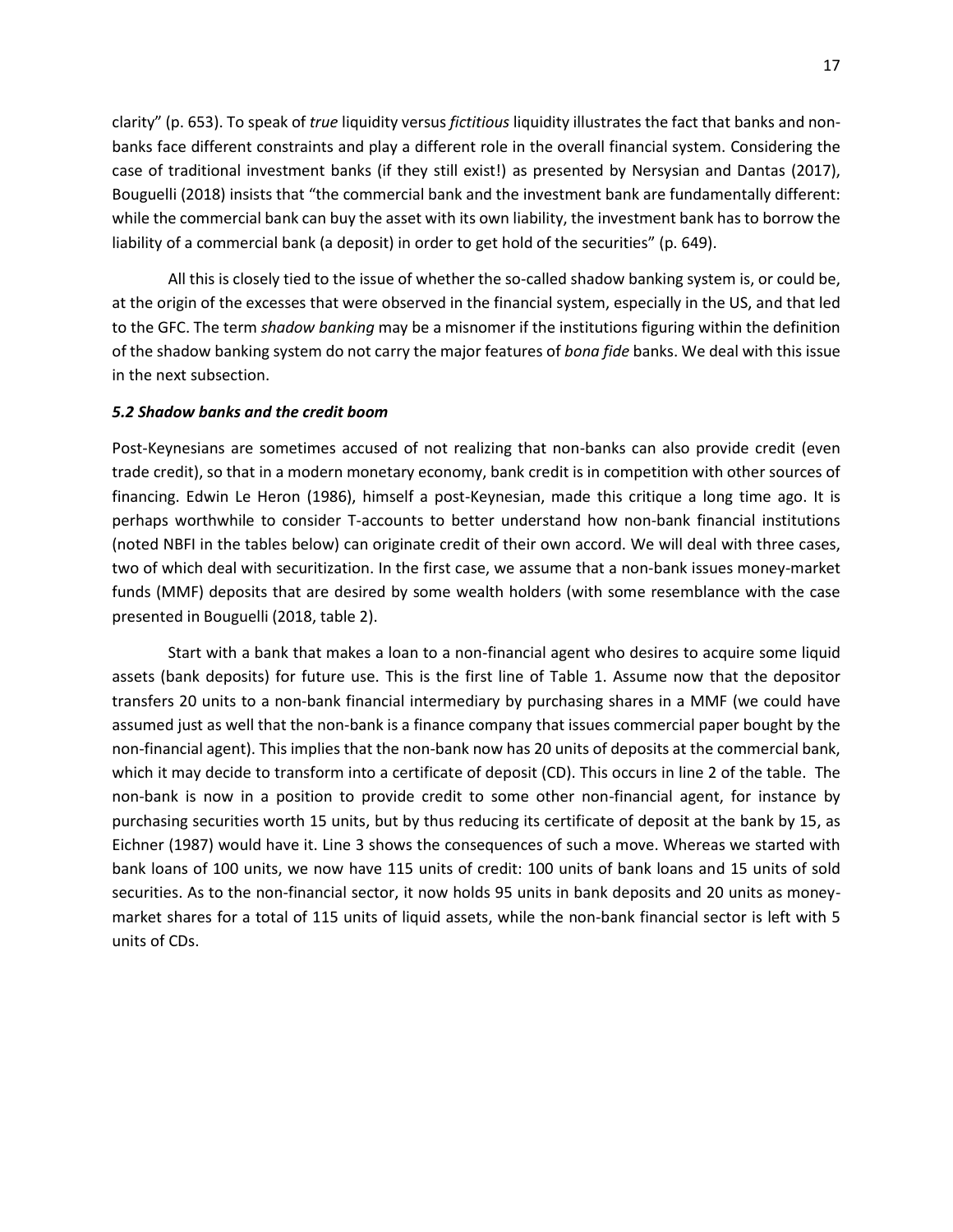clarity" (p. 653). To speak of *true* liquidity versus *fictitious* liquidity illustrates the fact that banks and non-banks face different constraints and play a different role in the overall financial system. Considering the case of traditional investment banks (if they still exist!) as presented by Nersysian and Dantas (2017), Bouguelli (2018) insists that "the commercial bank and the investment bank are fundamentally different: while the commercial bank can buy the asset with its own liability, the investment bank has to borrow the liability of a commercial bank (a deposit) in order to get hold of the securities" (p. 649).

All this is closely tied to the issue of whether the so-called shadow banking system is, or could be, at the origin of the excesses that were observed in the financial system, especially in the US, and that led to the GFC. The term *shadow banking* may be a misnomer if the institutions figuring within the definition of the shadow banking system do not carry the major features of *bona fide* banks. We deal with this issue in the next subsection.

### *5.2 Shadow banks and the credit boom*

Post-Keynesians are sometimes accused of not realizing that non-banks can also provide credit (even trade credit), so that in a modern monetary economy, bank credit is in competition with other sources of financing. Edwin Le Heron (1986), himself a post-Keynesian, made this critique a long time ago. It is perhaps worthwhile to consider T-accounts to better understand how non-bank financial institutions (noted NBFI in the tables below) can originate credit of their own accord. We will deal with three cases, two of which deal with securitization. In the first case, we assume that a non-bank issues money-market funds (MMF) deposits that are desired by some wealth holders (with some resemblance with the case presented in Bouguelli (2018, table 2).

Start with a bank that makes a loan to a non-financial agent who desires to acquire some liquid assets (bank deposits) for future use. This is the first line of Table 1. Assume now that the depositor transfers 20 units to a non-bank financial intermediary by purchasing shares in a MMF (we could have assumed just as well that the non-bank is a finance company that issues commercial paper bought by the non-financial agent). This implies that the non-bank now has 20 units of deposits at the commercial bank, which it may decide to transform into a certificate of deposit (CD). This occurs in line 2 of the table. The non-bank is now in a position to provide credit to some other non-financial agent, for instance by purchasing securities worth 15 units, but by thus reducing its certificate of deposit at the bank by 15, as Eichner (1987) would have it. Line 3 shows the consequences of such a move. Whereas we started with bank loans of 100 units, we now have 115 units of credit: 100 units of bank loans and 15 units of sold securities. As to the non-financial sector, it now holds 95 units in bank deposits and 20 units as money-market shares for a total of 115 units of liquid assets, while the non-bank financial sector is left with 5 units of CDs.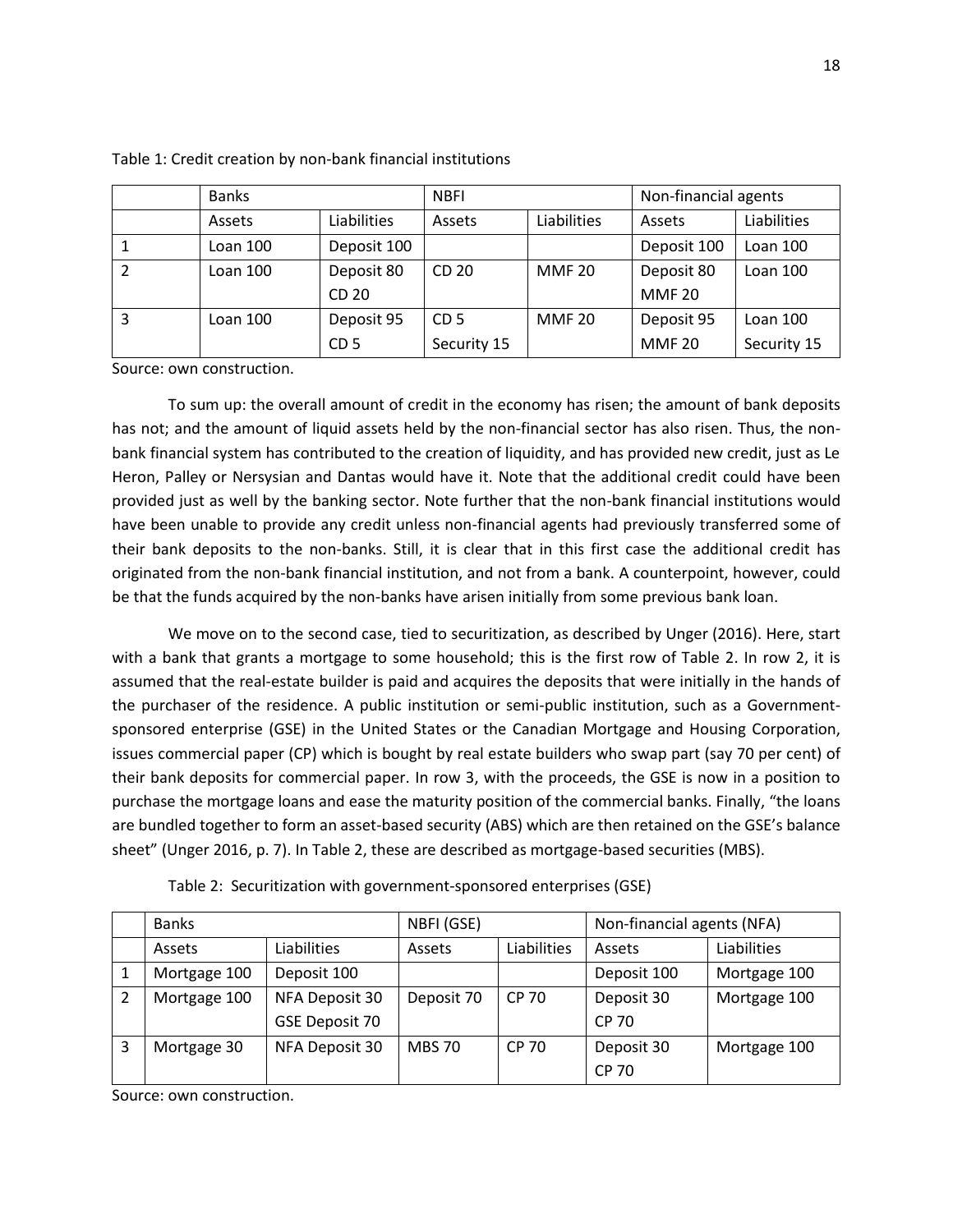Table 1: Credit creation by non-bank financial institutions

| | Banks | | NBFI | | Non-financial agents | |
|---|---|---|---|---|---|---|
| | Assets | Liabilities | Assets | Liabilities | Assets | Liabilities |
| 1 | Loan 100 | Deposit 100 | | | Deposit 100 | Loan 100 |
| 2 | Loan 100 | Deposit 80<br>CD 20 | CD 20 | MMF 20 | Deposit 80<br>MMF 20 | Loan 100 |
| 3 | Loan 100 | Deposit 95<br>CD 5 | CD 5<br>Security 15 | MMF 20 | Deposit 95<br>MMF 20 | Loan 100<br>Security 15 |

Source: own construction.

To sum up: the overall amount of credit in the economy has risen; the amount of bank deposits has not; and the amount of liquid assets held by the non-financial sector has also risen. Thus, the non-bank financial system has contributed to the creation of liquidity, and has provided new credit, just as Le Heron, Palley or Nersysian and Dantas would have it. Note that the additional credit could have been provided just as well by the banking sector. Note further that the non-bank financial institutions would have been unable to provide any credit unless non-financial agents had previously transferred some of their bank deposits to the non-banks. Still, it is clear that in this first case the additional credit has originated from the non-bank financial institution, and not from a bank. A counterpoint, however, could be that the funds acquired by the non-banks have arisen initially from some previous bank loan.

We move on to the second case, tied to securitization, as described by Unger (2016). Here, start with a bank that grants a mortgage to some household; this is the first row of Table 2. In row 2, it is assumed that the real-estate builder is paid and acquires the deposits that were initially in the hands of the purchaser of the residence. A public institution or semi-public institution, such as a Government-sponsored enterprise (GSE) in the United States or the Canadian Mortgage and Housing Corporation, issues commercial paper (CP) which is bought by real estate builders who swap part (say 70 per cent) of their bank deposits for commercial paper. In row 3, with the proceeds, the GSE is now in a position to purchase the mortgage loans and ease the maturity position of the commercial banks. Finally, "the loans are bundled together to form an asset-based security (ABS) which are then retained on the GSE's balance sheet" (Unger 2016, p. 7). In Table 2, these are described as mortgage-based securities (MBS).

Table 2: Securitization with government-sponsored enterprises (GSE)

| | Banks | | NBFI (GSE) | | Non-financial agents (NFA) | |
|---|---|---|---|---|---|---|
| | Assets | Liabilities | Assets | Liabilities | Assets | Liabilities |
| 1 | Mortgage 100 | Deposit 100 | | | Deposit 100 | Mortgage 100 |
| 2 | Mortgage 100 | NFA Deposit 30<br>GSE Deposit 70 | Deposit 70 | CP 70 | Deposit 30<br>CP 70 | Mortgage 100 |
| 3 | Mortgage 30 | NFA Deposit 30 | MBS 70 | CP 70 | Deposit 30<br>CP 70 | Mortgage 100 |

Source: own construction.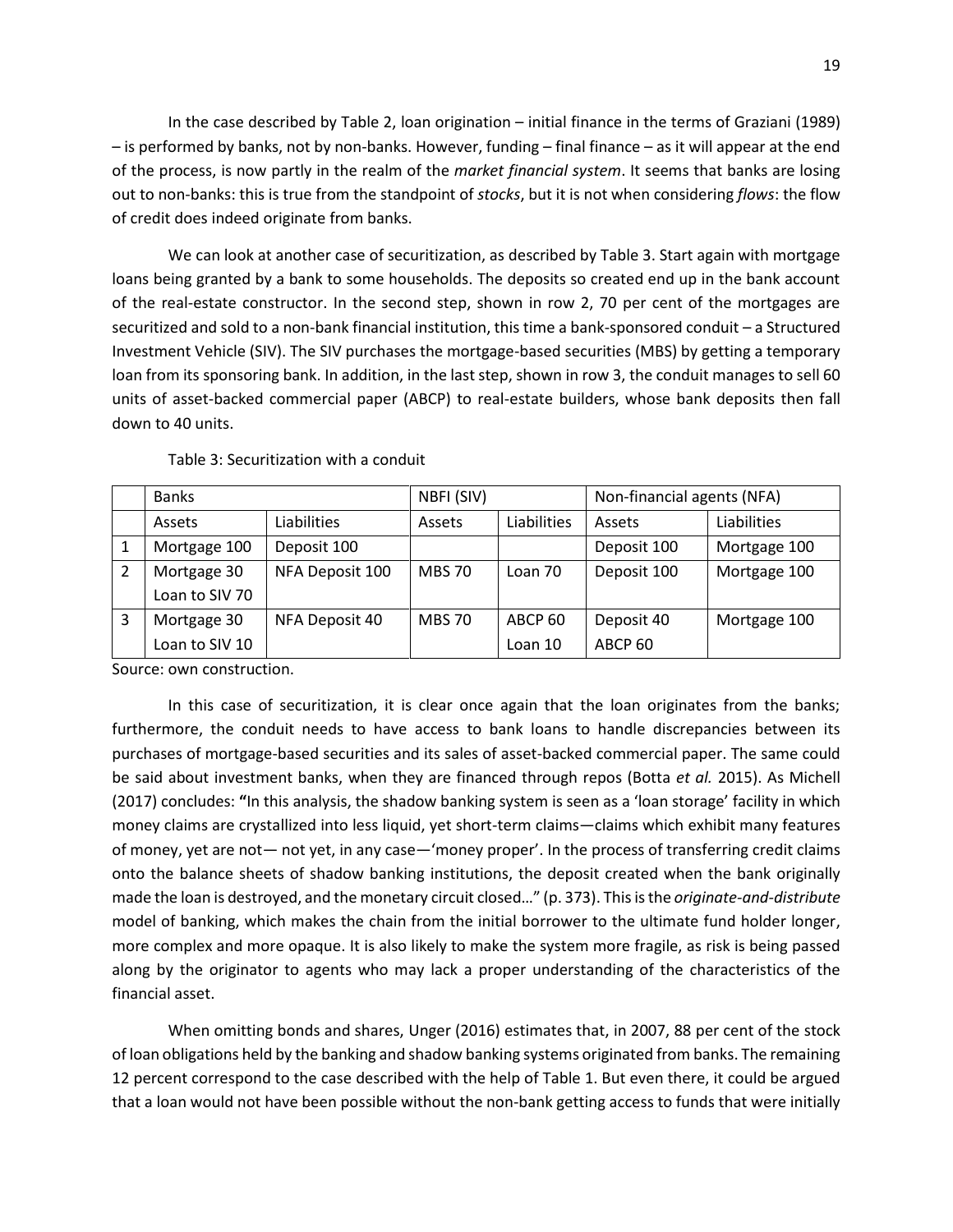In the case described by Table 2, loan origination – initial finance in the terms of Graziani (1989) – is performed by banks, not by non-banks. However, funding – final finance – as it will appear at the end of the process, is now partly in the realm of the *market financial system*. It seems that banks are losing out to non-banks: this is true from the standpoint of *stocks*, but it is not when considering *flows*: the flow of credit does indeed originate from banks.

We can look at another case of securitization, as described by Table 3. Start again with mortgage loans being granted by a bank to some households. The deposits so created end up in the bank account of the real-estate constructor. In the second step, shown in row 2, 70 per cent of the mortgages are securitized and sold to a non-bank financial institution, this time a bank-sponsored conduit – a Structured Investment Vehicle (SIV). The SIV purchases the mortgage-based securities (MBS) by getting a temporary loan from its sponsoring bank. In addition, in the last step, shown in row 3, the conduit manages to sell 60 units of asset-backed commercial paper (ABCP) to real-estate builders, whose bank deposits then fall down to 40 units.

Table 3: Securitization with a conduit

| | Banks | | NBFI (SIV) | | Non-financial agents (NFA) | |
|---|---|---|---|---|---|---|
| | Assets | Liabilities | Assets | Liabilities | Assets | Liabilities |
| 1 | Mortgage 100 | Deposit 100 | | | Deposit 100 | Mortgage 100 |
| 2 | Mortgage 30<br>Loan to SIV 70 | NFA Deposit 100 | MBS 70 | Loan 70 | Deposit 100 | Mortgage 100 |
| 3 | Mortgage 30<br>Loan to SIV 10 | NFA Deposit 40 | MBS 70 | ABCP 60<br>Loan 10 | Deposit 40<br>ABCP 60 | Mortgage 100 |

Source: own construction.

In this case of securitization, it is clear once again that the loan originates from the banks; furthermore, the conduit needs to have access to bank loans to handle discrepancies between its purchases of mortgage-based securities and its sales of asset-backed commercial paper. The same could be said about investment banks, when they are financed through repos (Botta *et al.* 2015). As Michell (2017) concludes: **"**In this analysis, the shadow banking system is seen as a 'loan storage' facility in which money claims are crystallized into less liquid, yet short-term claims—claims which exhibit many features of money, yet are not— not yet, in any case—'money proper'. In the process of transferring credit claims onto the balance sheets of shadow banking institutions, the deposit created when the bank originally made the loan is destroyed, and the monetary circuit closed…" (p. 373). This is the *originate-and-distribute* model of banking, which makes the chain from the initial borrower to the ultimate fund holder longer, more complex and more opaque. It is also likely to make the system more fragile, as risk is being passed along by the originator to agents who may lack a proper understanding of the characteristics of the financial asset.

When omitting bonds and shares, Unger (2016) estimates that, in 2007, 88 per cent of the stock of loan obligations held by the banking and shadow banking systems originated from banks. The remaining 12 percent correspond to the case described with the help of Table 1. But even there, it could be argued that a loan would not have been possible without the non-bank getting access to funds that were initially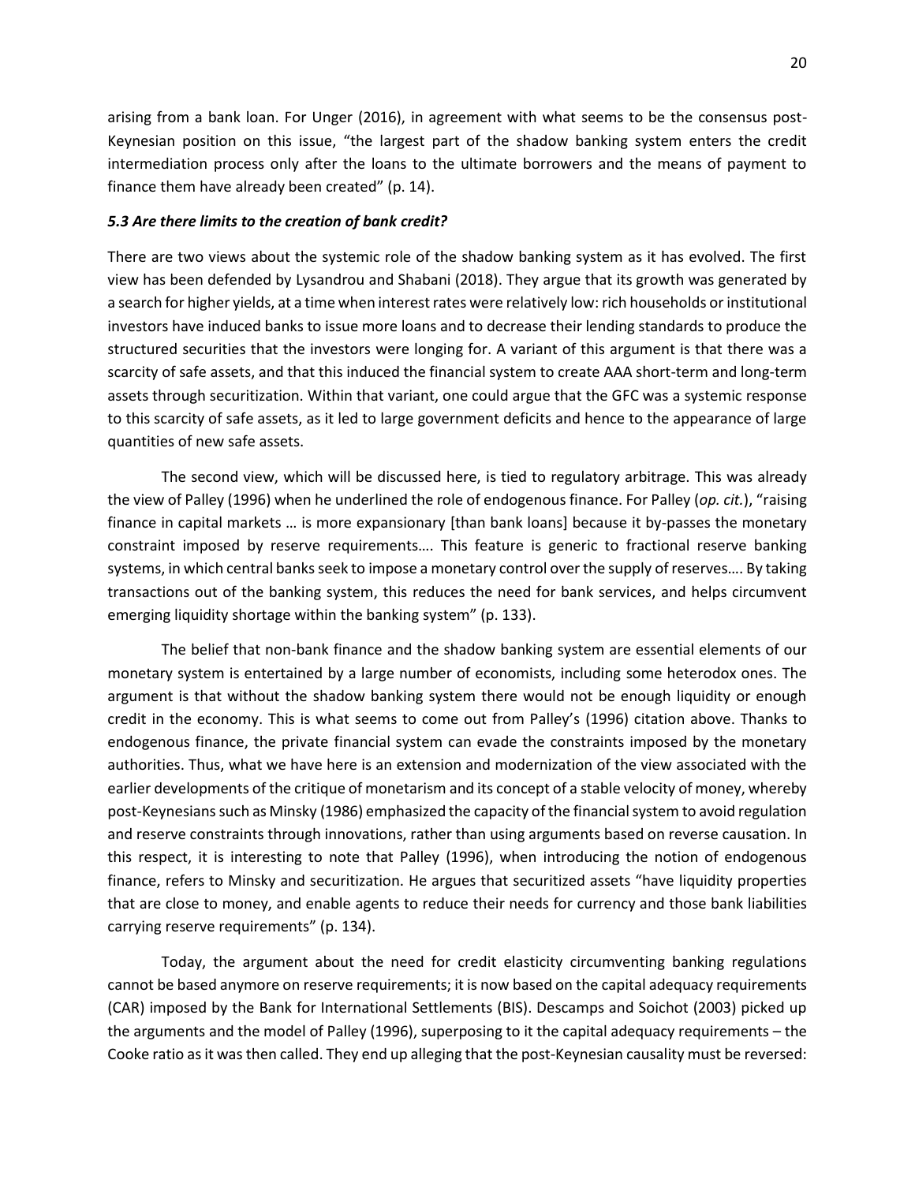arising from a bank loan. For Unger (2016), in agreement with what seems to be the consensus post-Keynesian position on this issue, "the largest part of the shadow banking system enters the credit intermediation process only after the loans to the ultimate borrowers and the means of payment to finance them have already been created" (p. 14).

### *5.3 Are there limits to the creation of bank credit?*

There are two views about the systemic role of the shadow banking system as it has evolved. The first view has been defended by Lysandrou and Shabani (2018). They argue that its growth was generated by a search for higher yields, at a time when interest rates were relatively low: rich households or institutional investors have induced banks to issue more loans and to decrease their lending standards to produce the structured securities that the investors were longing for. A variant of this argument is that there was a scarcity of safe assets, and that this induced the financial system to create AAA short-term and long-term assets through securitization. Within that variant, one could argue that the GFC was a systemic response to this scarcity of safe assets, as it led to large government deficits and hence to the appearance of large quantities of new safe assets.

The second view, which will be discussed here, is tied to regulatory arbitrage. This was already the view of Palley (1996) when he underlined the role of endogenous finance. For Palley (*op. cit.*), "raising finance in capital markets … is more expansionary [than bank loans] because it by-passes the monetary constraint imposed by reserve requirements…. This feature is generic to fractional reserve banking systems, in which central banks seek to impose a monetary control over the supply of reserves…. By taking transactions out of the banking system, this reduces the need for bank services, and helps circumvent emerging liquidity shortage within the banking system" (p. 133).

The belief that non-bank finance and the shadow banking system are essential elements of our monetary system is entertained by a large number of economists, including some heterodox ones. The argument is that without the shadow banking system there would not be enough liquidity or enough credit in the economy. This is what seems to come out from Palley's (1996) citation above. Thanks to endogenous finance, the private financial system can evade the constraints imposed by the monetary authorities. Thus, what we have here is an extension and modernization of the view associated with the earlier developments of the critique of monetarism and its concept of a stable velocity of money, whereby post-Keynesians such as Minsky (1986) emphasized the capacity of the financial system to avoid regulation and reserve constraints through innovations, rather than using arguments based on reverse causation. In this respect, it is interesting to note that Palley (1996), when introducing the notion of endogenous finance, refers to Minsky and securitization. He argues that securitized assets "have liquidity properties that are close to money, and enable agents to reduce their needs for currency and those bank liabilities carrying reserve requirements" (p. 134).

Today, the argument about the need for credit elasticity circumventing banking regulations cannot be based anymore on reserve requirements; it is now based on the capital adequacy requirements (CAR) imposed by the Bank for International Settlements (BIS). Descamps and Soichot (2003) picked up the arguments and the model of Palley (1996), superposing to it the capital adequacy requirements – the Cooke ratio as it was then called. They end up alleging that the post-Keynesian causality must be reversed: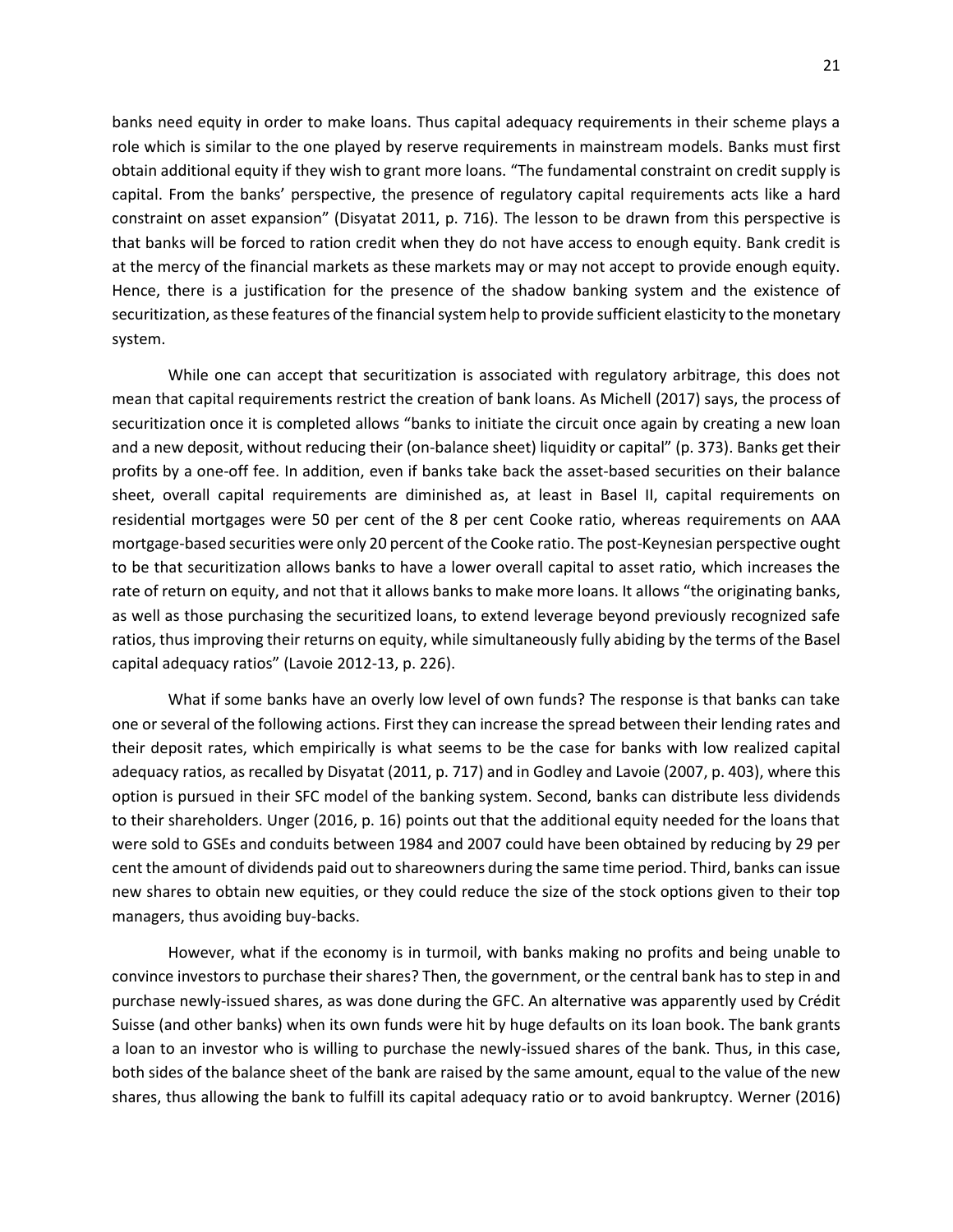banks need equity in order to make loans. Thus capital adequacy requirements in their scheme plays a role which is similar to the one played by reserve requirements in mainstream models. Banks must first obtain additional equity if they wish to grant more loans. "The fundamental constraint on credit supply is capital. From the banks' perspective, the presence of regulatory capital requirements acts like a hard constraint on asset expansion" (Disyatat 2011, p. 716). The lesson to be drawn from this perspective is that banks will be forced to ration credit when they do not have access to enough equity. Bank credit is at the mercy of the financial markets as these markets may or may not accept to provide enough equity. Hence, there is a justification for the presence of the shadow banking system and the existence of securitization, as these features of the financial system help to provide sufficient elasticity to the monetary system.

While one can accept that securitization is associated with regulatory arbitrage, this does not mean that capital requirements restrict the creation of bank loans. As Michell (2017) says, the process of securitization once it is completed allows "banks to initiate the circuit once again by creating a new loan and a new deposit, without reducing their (on-balance sheet) liquidity or capital" (p. 373). Banks get their profits by a one-off fee. In addition, even if banks take back the asset-based securities on their balance sheet, overall capital requirements are diminished as, at least in Basel II, capital requirements on residential mortgages were 50 per cent of the 8 per cent Cooke ratio, whereas requirements on AAA mortgage-based securities were only 20 percent of the Cooke ratio. The post-Keynesian perspective ought to be that securitization allows banks to have a lower overall capital to asset ratio, which increases the rate of return on equity, and not that it allows banks to make more loans. It allows "the originating banks, as well as those purchasing the securitized loans, to extend leverage beyond previously recognized safe ratios, thus improving their returns on equity, while simultaneously fully abiding by the terms of the Basel capital adequacy ratios" (Lavoie 2012-13, p. 226).

What if some banks have an overly low level of own funds? The response is that banks can take one or several of the following actions. First they can increase the spread between their lending rates and their deposit rates, which empirically is what seems to be the case for banks with low realized capital adequacy ratios, as recalled by Disyatat (2011, p. 717) and in Godley and Lavoie (2007, p. 403), where this option is pursued in their SFC model of the banking system. Second, banks can distribute less dividends to their shareholders. Unger (2016, p. 16) points out that the additional equity needed for the loans that were sold to GSEs and conduits between 1984 and 2007 could have been obtained by reducing by 29 per cent the amount of dividends paid out to shareowners during the same time period. Third, banks can issue new shares to obtain new equities, or they could reduce the size of the stock options given to their top managers, thus avoiding buy-backs.

However, what if the economy is in turmoil, with banks making no profits and being unable to convince investors to purchase their shares? Then, the government, or the central bank has to step in and purchase newly-issued shares, as was done during the GFC. An alternative was apparently used by Crédit Suisse (and other banks) when its own funds were hit by huge defaults on its loan book. The bank grants a loan to an investor who is willing to purchase the newly-issued shares of the bank. Thus, in this case, both sides of the balance sheet of the bank are raised by the same amount, equal to the value of the new shares, thus allowing the bank to fulfill its capital adequacy ratio or to avoid bankruptcy. Werner (2016)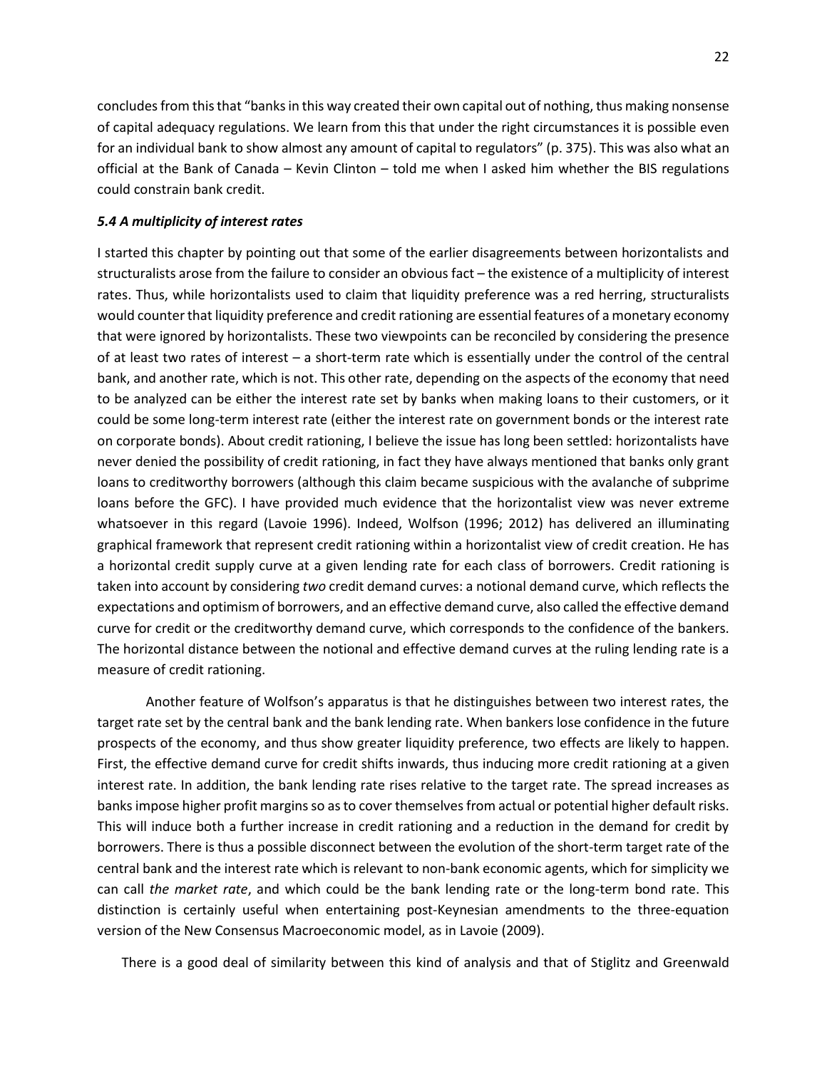concludes from this that "banks in this way created their own capital out of nothing, thus making nonsense of capital adequacy regulations. We learn from this that under the right circumstances it is possible even for an individual bank to show almost any amount of capital to regulators" (p. 375). This was also what an official at the Bank of Canada – Kevin Clinton – told me when I asked him whether the BIS regulations could constrain bank credit.

### *5.4 A multiplicity of interest rates*

I started this chapter by pointing out that some of the earlier disagreements between horizontalists and structuralists arose from the failure to consider an obvious fact – the existence of a multiplicity of interest rates. Thus, while horizontalists used to claim that liquidity preference was a red herring, structuralists would counter that liquidity preference and credit rationing are essential features of a monetary economy that were ignored by horizontalists. These two viewpoints can be reconciled by considering the presence of at least two rates of interest – a short-term rate which is essentially under the control of the central bank, and another rate, which is not. This other rate, depending on the aspects of the economy that need to be analyzed can be either the interest rate set by banks when making loans to their customers, or it could be some long-term interest rate (either the interest rate on government bonds or the interest rate on corporate bonds). About credit rationing, I believe the issue has long been settled: horizontalists have never denied the possibility of credit rationing, in fact they have always mentioned that banks only grant loans to creditworthy borrowers (although this claim became suspicious with the avalanche of subprime loans before the GFC). I have provided much evidence that the horizontalist view was never extreme whatsoever in this regard (Lavoie 1996). Indeed, Wolfson (1996; 2012) has delivered an illuminating graphical framework that represent credit rationing within a horizontalist view of credit creation. He has a horizontal credit supply curve at a given lending rate for each class of borrowers. Credit rationing is taken into account by considering *two* credit demand curves: a notional demand curve, which reflects the expectations and optimism of borrowers, and an effective demand curve, also called the effective demand curve for credit or the creditworthy demand curve, which corresponds to the confidence of the bankers. The horizontal distance between the notional and effective demand curves at the ruling lending rate is a measure of credit rationing.

Another feature of Wolfson's apparatus is that he distinguishes between two interest rates, the target rate set by the central bank and the bank lending rate. When bankers lose confidence in the future prospects of the economy, and thus show greater liquidity preference, two effects are likely to happen. First, the effective demand curve for credit shifts inwards, thus inducing more credit rationing at a given interest rate. In addition, the bank lending rate rises relative to the target rate. The spread increases as banks impose higher profit margins so as to cover themselves from actual or potential higher default risks. This will induce both a further increase in credit rationing and a reduction in the demand for credit by borrowers. There is thus a possible disconnect between the evolution of the short-term target rate of the central bank and the interest rate which is relevant to non-bank economic agents, which for simplicity we can call *the market rate*, and which could be the bank lending rate or the long-term bond rate. This distinction is certainly useful when entertaining post-Keynesian amendments to the three-equation version of the New Consensus Macroeconomic model, as in Lavoie (2009).

There is a good deal of similarity between this kind of analysis and that of Stiglitz and Greenwald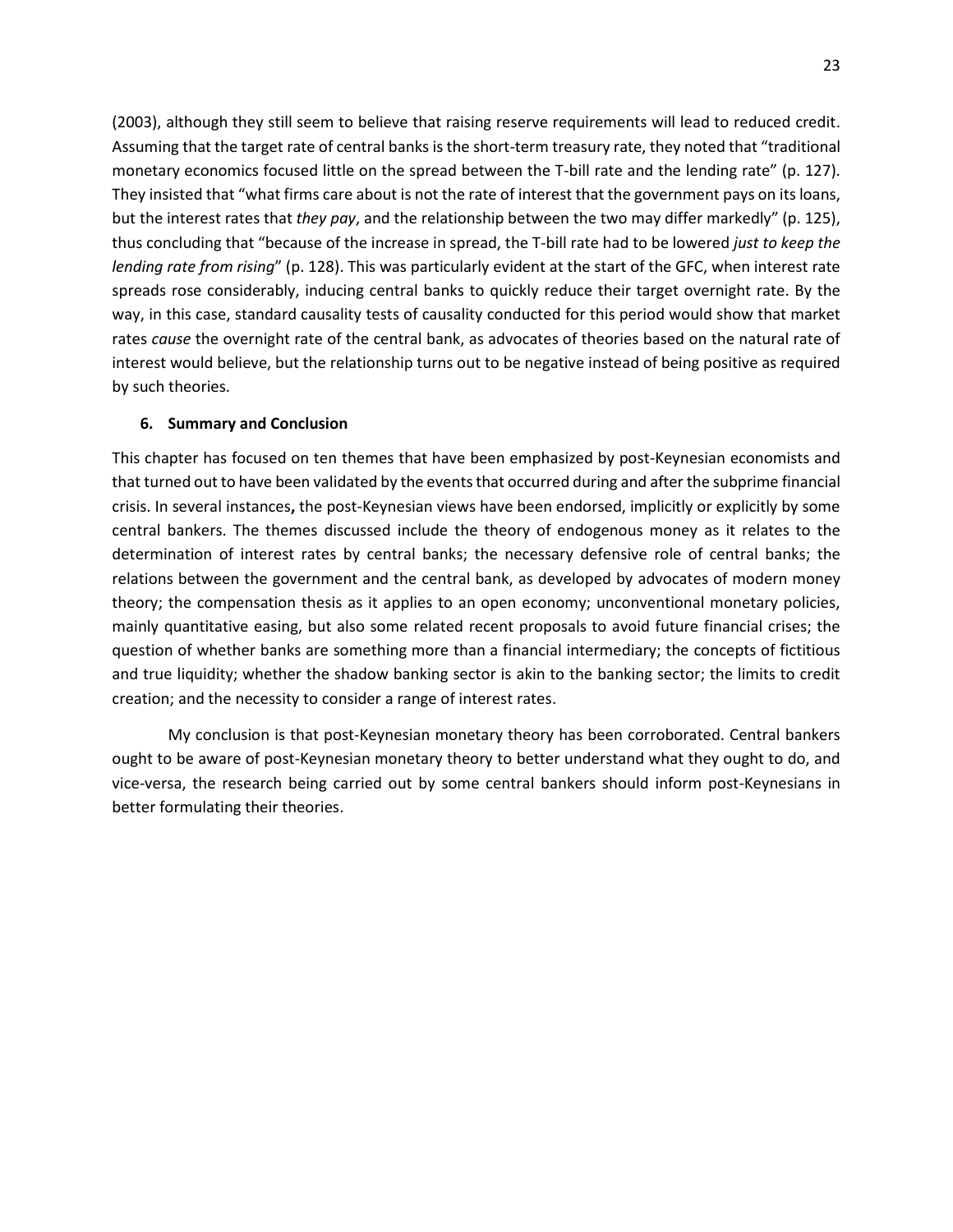(2003), although they still seem to believe that raising reserve requirements will lead to reduced credit. Assuming that the target rate of central banks is the short-term treasury rate, they noted that "traditional monetary economics focused little on the spread between the T-bill rate and the lending rate" (p. 127). They insisted that "what firms care about is not the rate of interest that the government pays on its loans, but the interest rates that *they pay*, and the relationship between the two may differ markedly" (p. 125), thus concluding that "because of the increase in spread, the T-bill rate had to be lowered *just to keep the lending rate from rising*" (p. 128). This was particularly evident at the start of the GFC, when interest rate spreads rose considerably, inducing central banks to quickly reduce their target overnight rate. By the way, in this case, standard causality tests of causality conducted for this period would show that market rates *cause* the overnight rate of the central bank, as advocates of theories based on the natural rate of interest would believe, but the relationship turns out to be negative instead of being positive as required by such theories.

## 6. Summary and Conclusion

This chapter has focused on ten themes that have been emphasized by post-Keynesian economists and that turned out to have been validated by the events that occurred during and after the subprime financial crisis. In several instances**,** the post-Keynesian views have been endorsed, implicitly or explicitly by some central bankers. The themes discussed include the theory of endogenous money as it relates to the determination of interest rates by central banks; the necessary defensive role of central banks; the relations between the government and the central bank, as developed by advocates of modern money theory; the compensation thesis as it applies to an open economy; unconventional monetary policies, mainly quantitative easing, but also some related recent proposals to avoid future financial crises; the question of whether banks are something more than a financial intermediary; the concepts of fictitious and true liquidity; whether the shadow banking sector is akin to the banking sector; the limits to credit creation; and the necessity to consider a range of interest rates.

My conclusion is that post-Keynesian monetary theory has been corroborated. Central bankers ought to be aware of post-Keynesian monetary theory to better understand what they ought to do, and vice-versa, the research being carried out by some central bankers should inform post-Keynesians in better formulating their theories.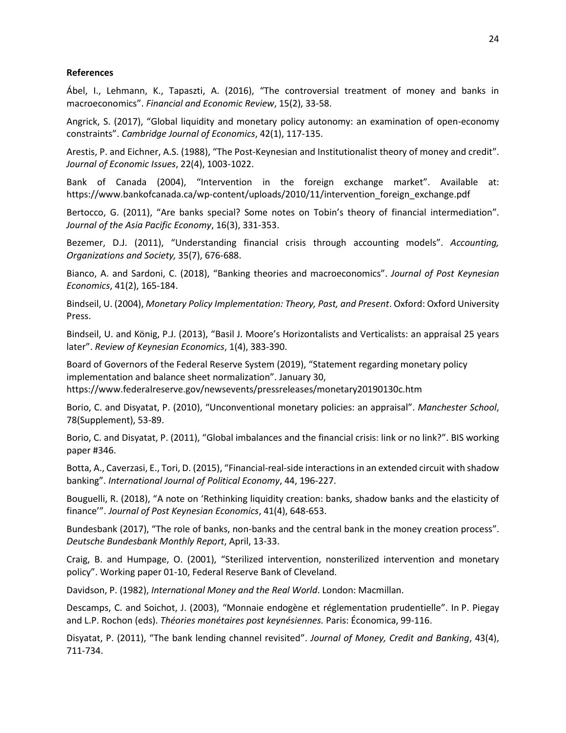**References**

Ábel, I., Lehmann, K., Tapaszti, A. (2016), "The controversial treatment of money and banks in macroeconomics". *Financial and Economic Review*, 15(2), 33-58.

Angrick, S. (2017), "Global liquidity and monetary policy autonomy: an examination of open-economy constraints". *Cambridge Journal of Economics*, 42(1), 117-135.

Arestis, P. and Eichner, A.S. (1988), "The Post-Keynesian and Institutionalist theory of money and credit". *Journal of Economic Issues*, 22(4), 1003-1022.

Bank of Canada (2004), "Intervention in the foreign exchange market". Available at: https://www.bankofcanada.ca/wp-content/uploads/2010/11/intervention_foreign_exchange.pdf

Bertocco, G. (2011), "Are banks special? Some notes on Tobin's theory of financial intermediation". *Journal of the Asia Pacific Economy*, 16(3), 331-353.

Bezemer, D.J. (2011), "Understanding financial crisis through accounting models". *Accounting, Organizations and Society,* 35(7), 676-688.

Bianco, A. and Sardoni, C. (2018), "Banking theories and macroeconomics". *Journal of Post Keynesian Economics*, 41(2), 165-184.

Bindseil, U. (2004), *Monetary Policy Implementation: Theory, Past, and Present*. Oxford: Oxford University Press.

Bindseil, U. and König, P.J. (2013), "Basil J. Moore's Horizontalists and Verticalists: an appraisal 25 years later". *Review of Keynesian Economics*, 1(4), 383-390.

Board of Governors of the Federal Reserve System (2019), "Statement regarding monetary policy implementation and balance sheet normalization". January 30, https://www.federalreserve.gov/newsevents/pressreleases/monetary20190130c.htm

Borio, C. and Disyatat, P. (2010), "Unconventional monetary policies: an appraisal". *Manchester School*, 78(Supplement), 53-89.

Borio, C. and Disyatat, P. (2011), "Global imbalances and the financial crisis: link or no link?". BIS working paper #346.

Botta, A., Caverzasi, E., Tori, D. (2015), "Financial-real-side interactions in an extended circuit with shadow banking". *International Journal of Political Economy*, 44, 196-227.

Bouguelli, R. (2018), "A note on 'Rethinking liquidity creation: banks, shadow banks and the elasticity of finance'". *Journal of Post Keynesian Economics*, 41(4), 648-653.

Bundesbank (2017), "The role of banks, non-banks and the central bank in the money creation process". *Deutsche Bundesbank Monthly Report*, April, 13-33.

Craig, B. and Humpage, O. (2001), "Sterilized intervention, nonsterilized intervention and monetary policy". Working paper 01-10, Federal Reserve Bank of Cleveland.

Davidson, P. (1982), *International Money and the Real World*. London: Macmillan.

Descamps, C. and Soichot, J. (2003), "Monnaie endogène et réglementation prudentielle". In P. Piegay and L.P. Rochon (eds). *Théories monétaires post keynésiennes.* Paris: Économica, 99-116.

Disyatat, P. (2011), "The bank lending channel revisited". *Journal of Money, Credit and Banking*, 43(4), 711-734.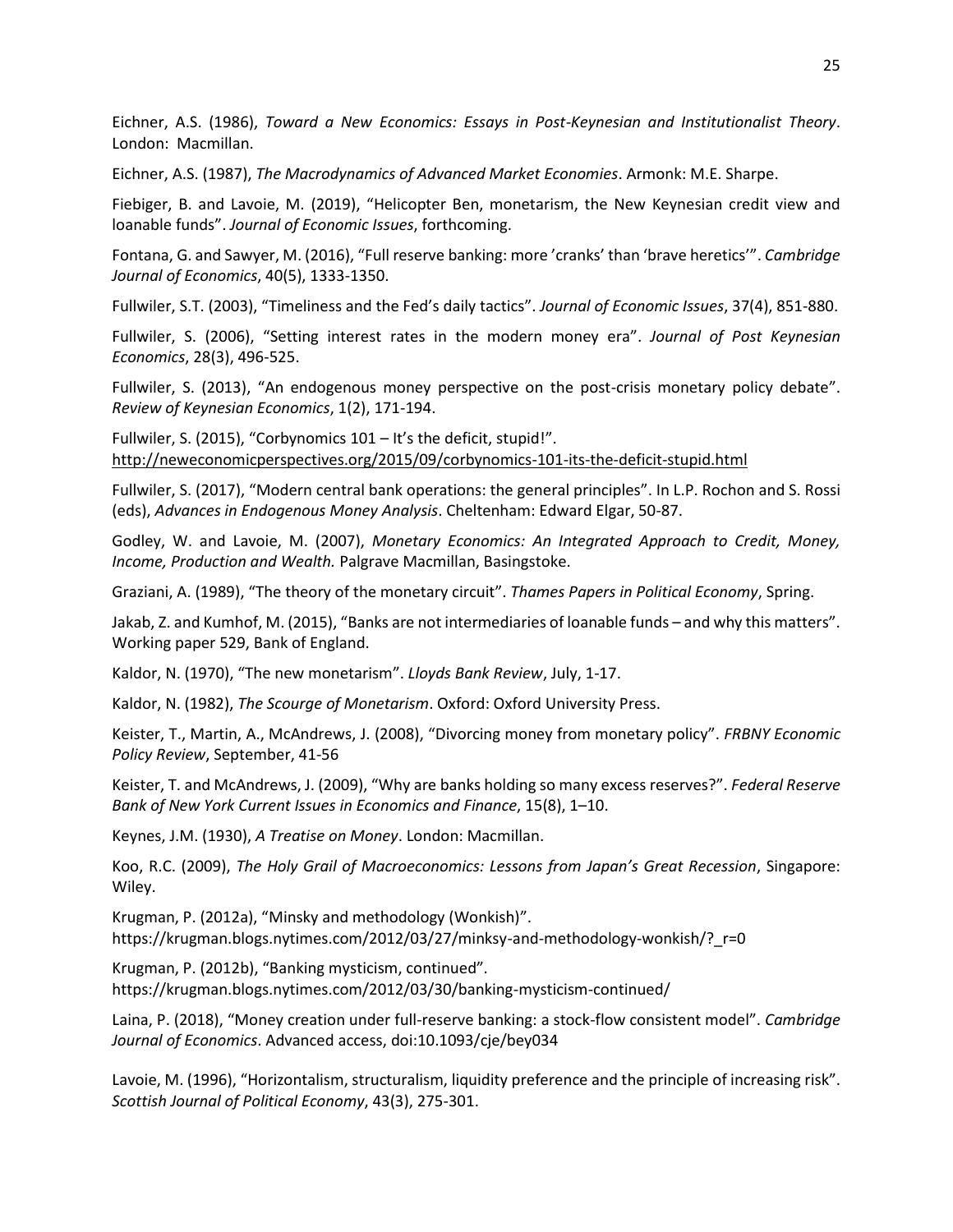Eichner, A.S. (1986), *Toward a New Economics: Essays in Post-Keynesian and Institutionalist Theory*. London: Macmillan.

Eichner, A.S. (1987), *The Macrodynamics of Advanced Market Economies*. Armonk: M.E. Sharpe.

Fiebiger, B. and Lavoie, M. (2019), "Helicopter Ben, monetarism, the New Keynesian credit view and loanable funds". *Journal of Economic Issues*, forthcoming.

Fontana, G. and Sawyer, M. (2016), "Full reserve banking: more 'cranks' than 'brave heretics'". *Cambridge Journal of Economics*, 40(5), 1333-1350.

Fullwiler, S.T. (2003), "Timeliness and the Fed's daily tactics". *Journal of Economic Issues*, 37(4), 851-880.

Fullwiler, S. (2006), "Setting interest rates in the modern money era". *Journal of Post Keynesian Economics*, 28(3), 496-525.

Fullwiler, S. (2013), "An endogenous money perspective on the post-crisis monetary policy debate". *Review of Keynesian Economics*, 1(2), 171-194.

Fullwiler, S. (2015), "Corbynomics 101 – It's the deficit, stupid!". http://neweconomicperspectives.org/2015/09/corbynomics-101-its-the-deficit-stupid.html

Fullwiler, S. (2017), "Modern central bank operations: the general principles". In L.P. Rochon and S. Rossi (eds), *Advances in Endogenous Money Analysis*. Cheltenham: Edward Elgar, 50-87.

Godley, W. and Lavoie, M. (2007), *Monetary Economics: An Integrated Approach to Credit, Money, Income, Production and Wealth.* Palgrave Macmillan, Basingstoke.

Graziani, A. (1989), "The theory of the monetary circuit". *Thames Papers in Political Economy*, Spring.

Jakab, Z. and Kumhof, M. (2015), "Banks are not intermediaries of loanable funds – and why this matters". Working paper 529, Bank of England.

Kaldor, N. (1970), "The new monetarism". *Lloyds Bank Review*, July, 1-17.

Kaldor, N. (1982), *The Scourge of Monetarism*. Oxford: Oxford University Press.

Keister, T., Martin, A., McAndrews, J. (2008), "Divorcing money from monetary policy". *FRBNY Economic Policy Review*, September, 41-56

Keister, T. and McAndrews, J. (2009), "Why are banks holding so many excess reserves?". *Federal Reserve Bank of New York Current Issues in Economics and Finance*, 15(8), 1–10.

Keynes, J.M. (1930), *A Treatise on Money*. London: Macmillan.

Koo, R.C. (2009), *The Holy Grail of Macroeconomics: Lessons from Japan's Great Recession*, Singapore: Wiley.

Krugman, P. (2012a), "Minsky and methodology (Wonkish)". https://krugman.blogs.nytimes.com/2012/03/27/minksy-and-methodology-wonkish/?_r=0

Krugman, P. (2012b), "Banking mysticism, continued". https://krugman.blogs.nytimes.com/2012/03/30/banking-mysticism-continued/

Laina, P. (2018), "Money creation under full-reserve banking: a stock-flow consistent model". *Cambridge Journal of Economics*. Advanced access, doi:10.1093/cje/bey034

Lavoie, M. (1996), "Horizontalism, structuralism, liquidity preference and the principle of increasing risk". *Scottish Journal of Political Economy*, 43(3), 275-301.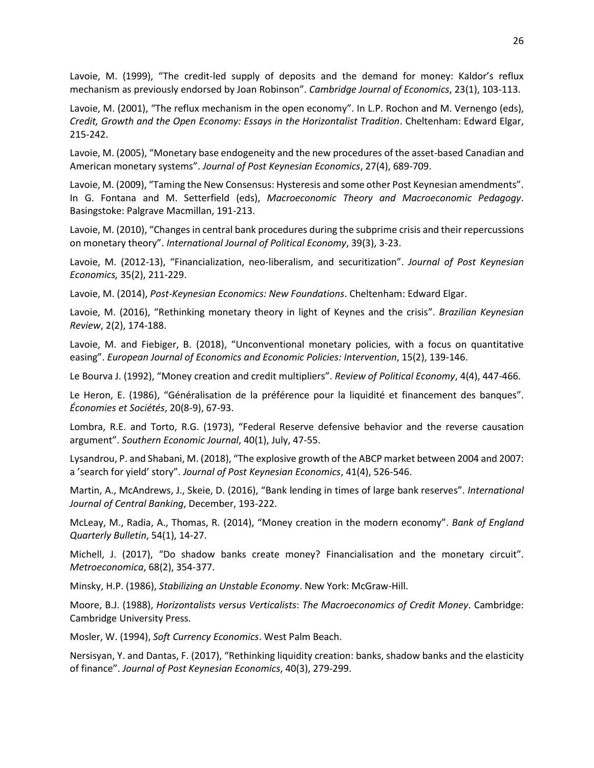Lavoie, M. (1999), "The credit-led supply of deposits and the demand for money: Kaldor's reflux mechanism as previously endorsed by Joan Robinson". *Cambridge Journal of Economics*, 23(1), 103-113.

Lavoie, M. (2001), "The reflux mechanism in the open economy". In L.P. Rochon and M. Vernengo (eds), *Credit, Growth and the Open Economy: Essays in the Horizontalist Tradition*. Cheltenham: Edward Elgar, 215-242.

Lavoie, M. (2005), "Monetary base endogeneity and the new procedures of the asset-based Canadian and American monetary systems". *Journal of Post Keynesian Economics*, 27(4), 689-709.

Lavoie, M. (2009), "Taming the New Consensus: Hysteresis and some other Post Keynesian amendments". In G. Fontana and M. Setterfield (eds), *Macroeconomic Theory and Macroeconomic Pedagogy*. Basingstoke: Palgrave Macmillan, 191-213.

Lavoie, M. (2010), "Changes in central bank procedures during the subprime crisis and their repercussions on monetary theory". *International Journal of Political Economy*, 39(3), 3-23.

Lavoie, M. (2012-13), "Financialization, neo-liberalism, and securitization". *Journal of Post Keynesian Economics,* 35(2), 211-229.

Lavoie, M. (2014), *Post-Keynesian Economics: New Foundations*. Cheltenham: Edward Elgar.

Lavoie, M. (2016), "Rethinking monetary theory in light of Keynes and the crisis". *Brazilian Keynesian Review*, 2(2), 174-188.

Lavoie, M. and Fiebiger, B. (2018), "Unconventional monetary policies, with a focus on quantitative easing". *European Journal of Economics and Economic Policies: Intervention*, 15(2), 139-146.

Le Bourva J. (1992), "Money creation and credit multipliers". *Review of Political Economy*, 4(4), 447-466.

Le Heron, E. (1986), "Généralisation de la préférence pour la liquidité et financement des banques". *Économies et Sociétés*, 20(8-9), 67-93.

Lombra, R.E. and Torto, R.G. (1973), "Federal Reserve defensive behavior and the reverse causation argument". *Southern Economic Journal*, 40(1), July, 47-55.

Lysandrou, P. and Shabani, M. (2018), "The explosive growth of the ABCP market between 2004 and 2007: a 'search for yield' story". *Journal of Post Keynesian Economics*, 41(4), 526-546.

Martin, A., McAndrews, J., Skeie, D. (2016), "Bank lending in times of large bank reserves". *International Journal of Central Banking*, December, 193-222.

McLeay, M., Radia, A., Thomas, R. (2014), "Money creation in the modern economy". *Bank of England Quarterly Bulletin*, 54(1), 14-27.

Michell, J. (2017), "Do shadow banks create money? Financialisation and the monetary circuit". *Metroeconomica*, 68(2), 354-377.

Minsky, H.P. (1986), *Stabilizing an Unstable Economy*. New York: McGraw-Hill.

Moore, B.J. (1988), *Horizontalists versus Verticalists*: *The Macroeconomics of Credit Money*. Cambridge: Cambridge University Press.

Mosler, W. (1994), *Soft Currency Economics*. West Palm Beach.

Nersisyan, Y. and Dantas, F. (2017), "Rethinking liquidity creation: banks, shadow banks and the elasticity of finance". *Journal of Post Keynesian Economics*, 40(3), 279-299.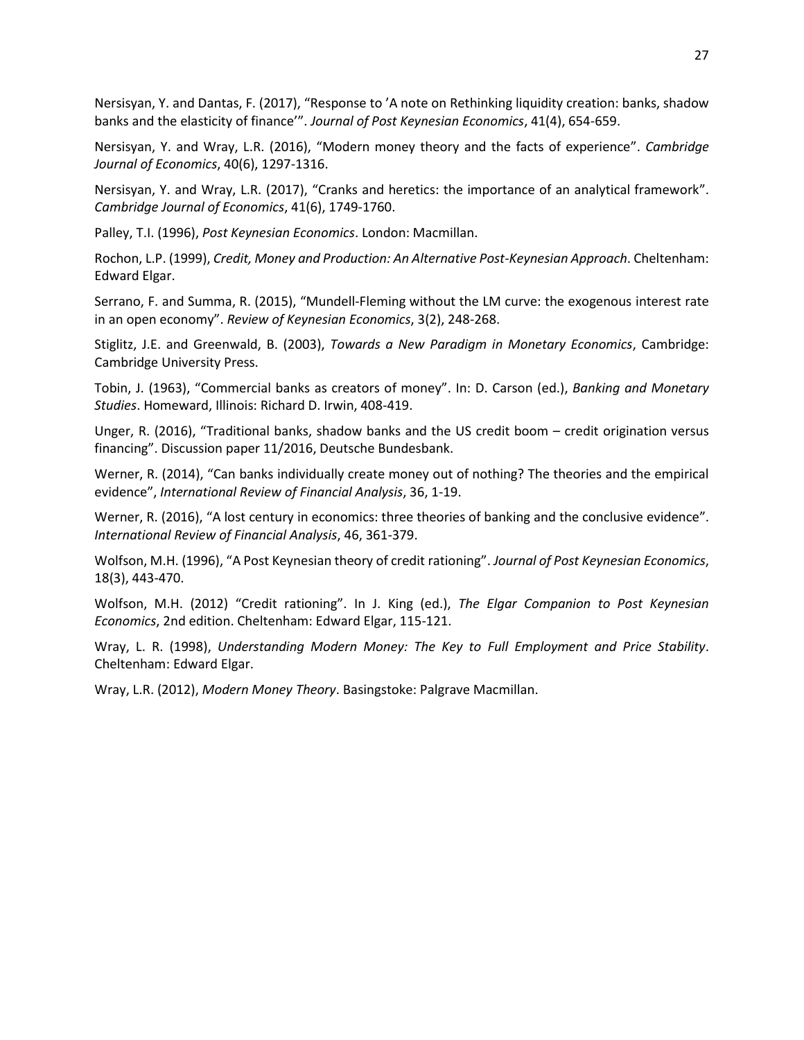Nersisyan, Y. and Dantas, F. (2017), "Response to 'A note on Rethinking liquidity creation: banks, shadow banks and the elasticity of finance'". *Journal of Post Keynesian Economics*, 41(4), 654-659.

Nersisyan, Y. and Wray, L.R. (2016), "Modern money theory and the facts of experience". *Cambridge Journal of Economics*, 40(6), 1297-1316.

Nersisyan, Y. and Wray, L.R. (2017), "Cranks and heretics: the importance of an analytical framework". *Cambridge Journal of Economics*, 41(6), 1749-1760.

Palley, T.I. (1996), *Post Keynesian Economics*. London: Macmillan.

Rochon, L.P. (1999), *Credit, Money and Production: An Alternative Post-Keynesian Approach*. Cheltenham: Edward Elgar.

Serrano, F. and Summa, R. (2015), "Mundell-Fleming without the LM curve: the exogenous interest rate in an open economy". *Review of Keynesian Economics*, 3(2), 248-268.

Stiglitz, J.E. and Greenwald, B. (2003), *Towards a New Paradigm in Monetary Economics*, Cambridge: Cambridge University Press.

Tobin, J. (1963), "Commercial banks as creators of money". In: D. Carson (ed.), *Banking and Monetary Studies*. Homeward, Illinois: Richard D. Irwin, 408-419.

Unger, R. (2016), "Traditional banks, shadow banks and the US credit boom – credit origination versus financing". Discussion paper 11/2016, Deutsche Bundesbank.

Werner, R. (2014), "Can banks individually create money out of nothing? The theories and the empirical evidence", *International Review of Financial Analysis*, 36, 1-19.

Werner, R. (2016), "A lost century in economics: three theories of banking and the conclusive evidence". *International Review of Financial Analysis*, 46, 361-379.

Wolfson, M.H. (1996), "A Post Keynesian theory of credit rationing". *Journal of Post Keynesian Economics*, 18(3), 443-470.

Wolfson, M.H. (2012) "Credit rationing". In J. King (ed.), *The Elgar Companion to Post Keynesian Economics*, 2nd edition. Cheltenham: Edward Elgar, 115-121.

Wray, L. R. (1998), *Understanding Modern Money: The Key to Full Employment and Price Stability*. Cheltenham: Edward Elgar.

Wray, L.R. (2012), *Modern Money Theory*. Basingstoke: Palgrave Macmillan.